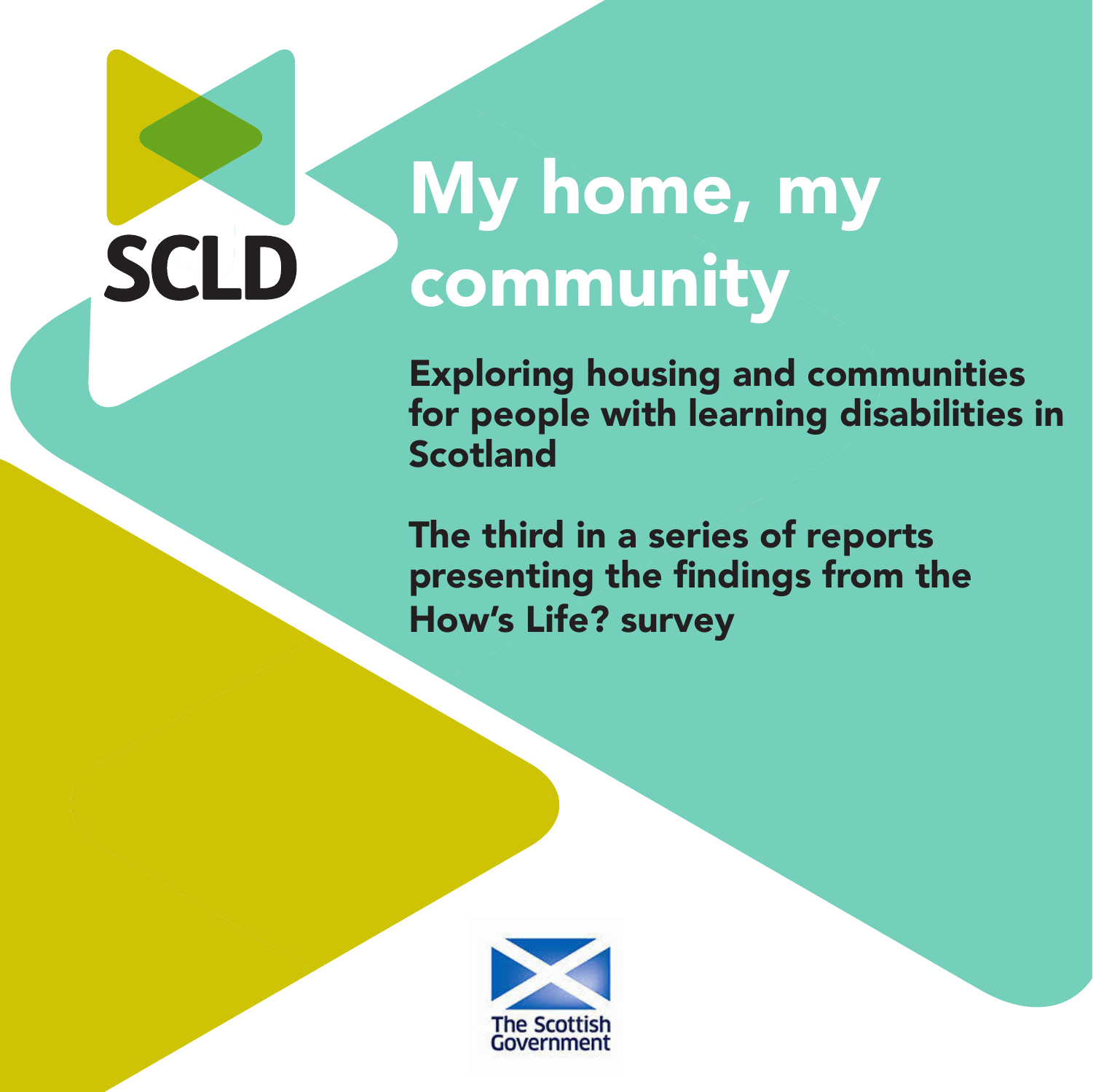SCLD

# My home, my community

## Exploring housing and communities for people with learning disabilities in Scotland

## The third in a series of reports presenting the findings from the How's Life? survey

The Scottish Government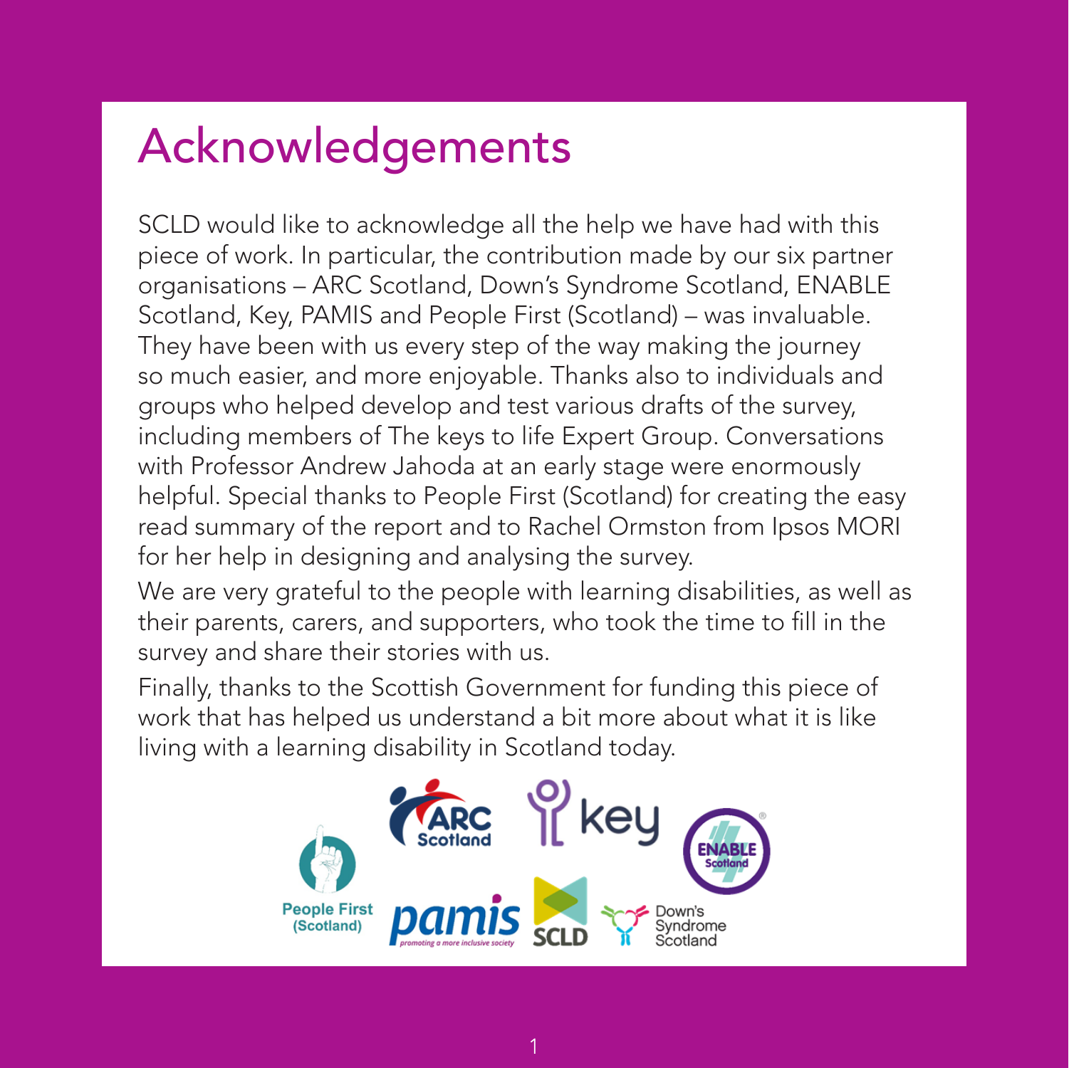# Acknowledgements

SCLD would like to acknowledge all the help we have had with this piece of work. In particular, the contribution made by our six partner organisations – ARC Scotland, Down's Syndrome Scotland, ENABLE Scotland, Key, PAMIS and People First (Scotland) – was invaluable. They have been with us every step of the way making the journey so much easier, and more enjoyable. Thanks also to individuals and groups who helped develop and test various drafts of the survey, including members of The keys to life Expert Group. Conversations with Professor Andrew Jahoda at an early stage were enormously helpful. Special thanks to People First (Scotland) for creating the easy read summary of the report and to Rachel Ormston from Ipsos MORI for her help in designing and analysing the survey.

We are very grateful to the people with learning disabilities, as well as their parents, carers, and supporters, who took the time to fill in the survey and share their stories with us.

Finally, thanks to the Scottish Government for funding this piece of work that has helped us understand a bit more about what it is like living with a learning disability in Scotland today.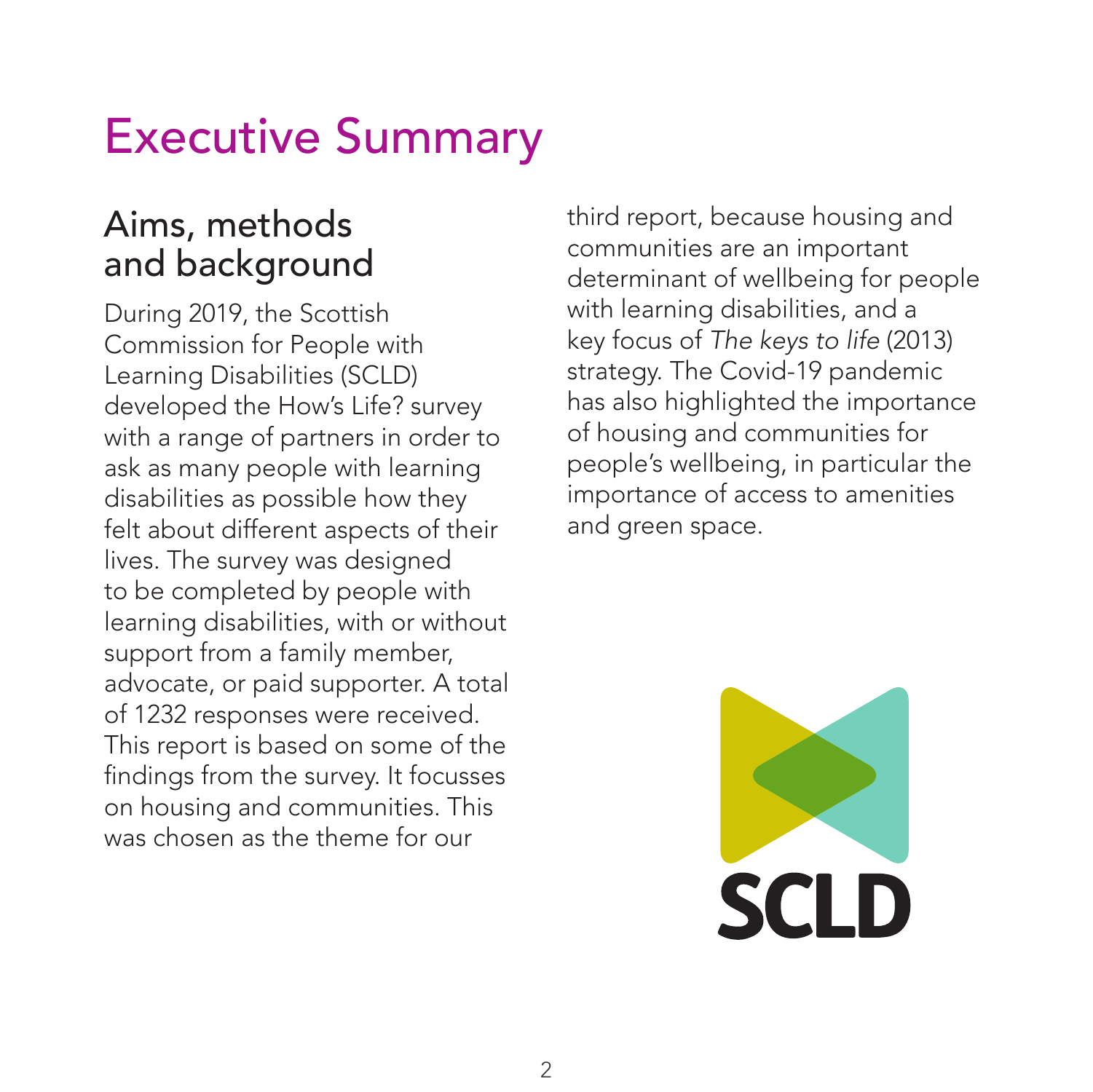# Executive Summary

## Aims, methods and background

During 2019, the Scottish Commission for People with Learning Disabilities (SCLD) developed the How's Life? survey with a range of partners in order to ask as many people with learning disabilities as possible how they felt about different aspects of their lives. The survey was designed to be completed by people with learning disabilities, with or without support from a family member, advocate, or paid supporter. A total of 1232 responses were received. This report is based on some of the findings from the survey. It focusses on housing and communities. This was chosen as the theme for our third report, because housing and communities are an important determinant of wellbeing for people with learning disabilities, and a key focus of *The keys to life* (2013) strategy. The Covid-19 pandemic has also highlighted the importance of housing and communities for people's wellbeing, in particular the importance of access to amenities and green space.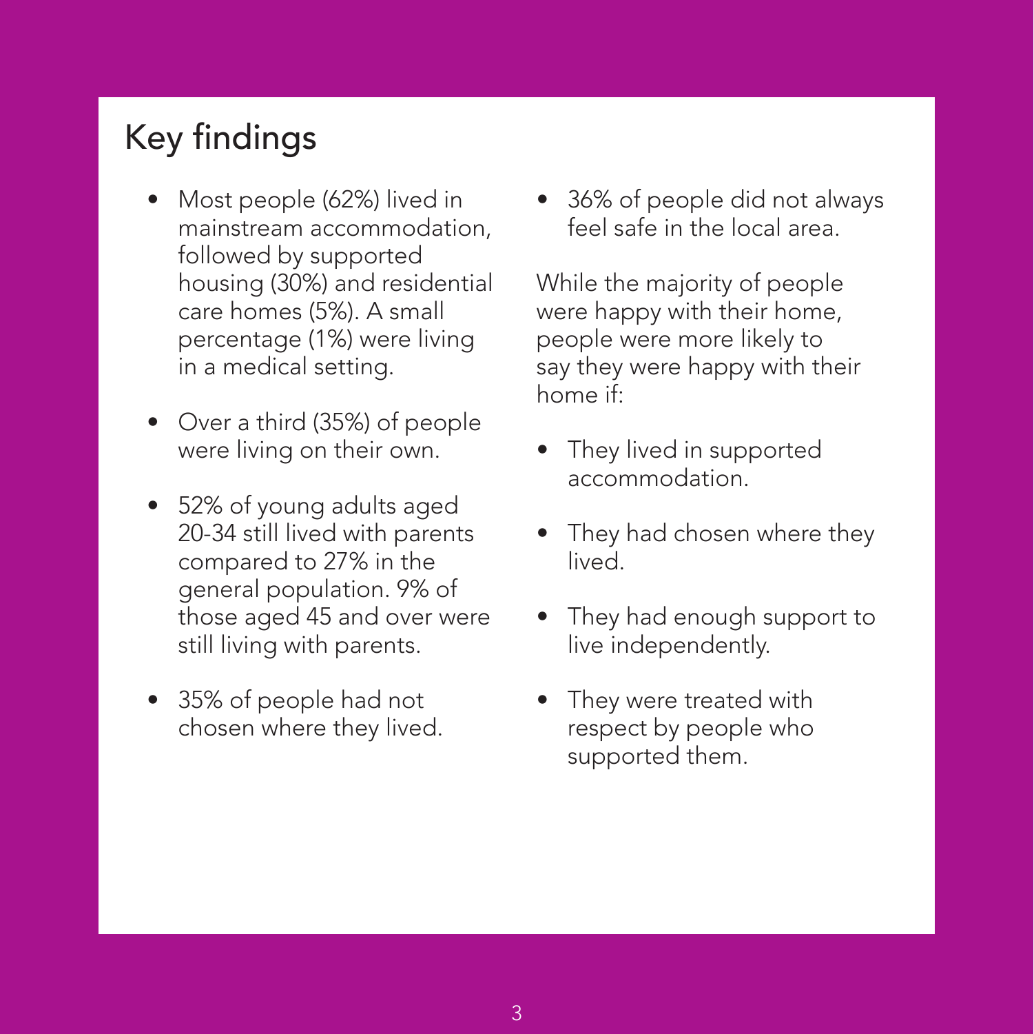## Key findings

- Most people (62%) lived in mainstream accommodation, followed by supported housing (30%) and residential care homes (5%). A small percentage (1%) were living in a medical setting.
- Over a third (35%) of people were living on their own.
- 52% of young adults aged 20-34 still lived with parents compared to 27% in the general population. 9% of those aged 45 and over were still living with parents.
- 35% of people had not chosen where they lived.
- 36% of people did not always feel safe in the local area.

While the majority of people were happy with their home, people were more likely to say they were happy with their home if:

- They lived in supported accommodation.
- They had chosen where they lived.
- They had enough support to live independently.
- They were treated with respect by people who supported them.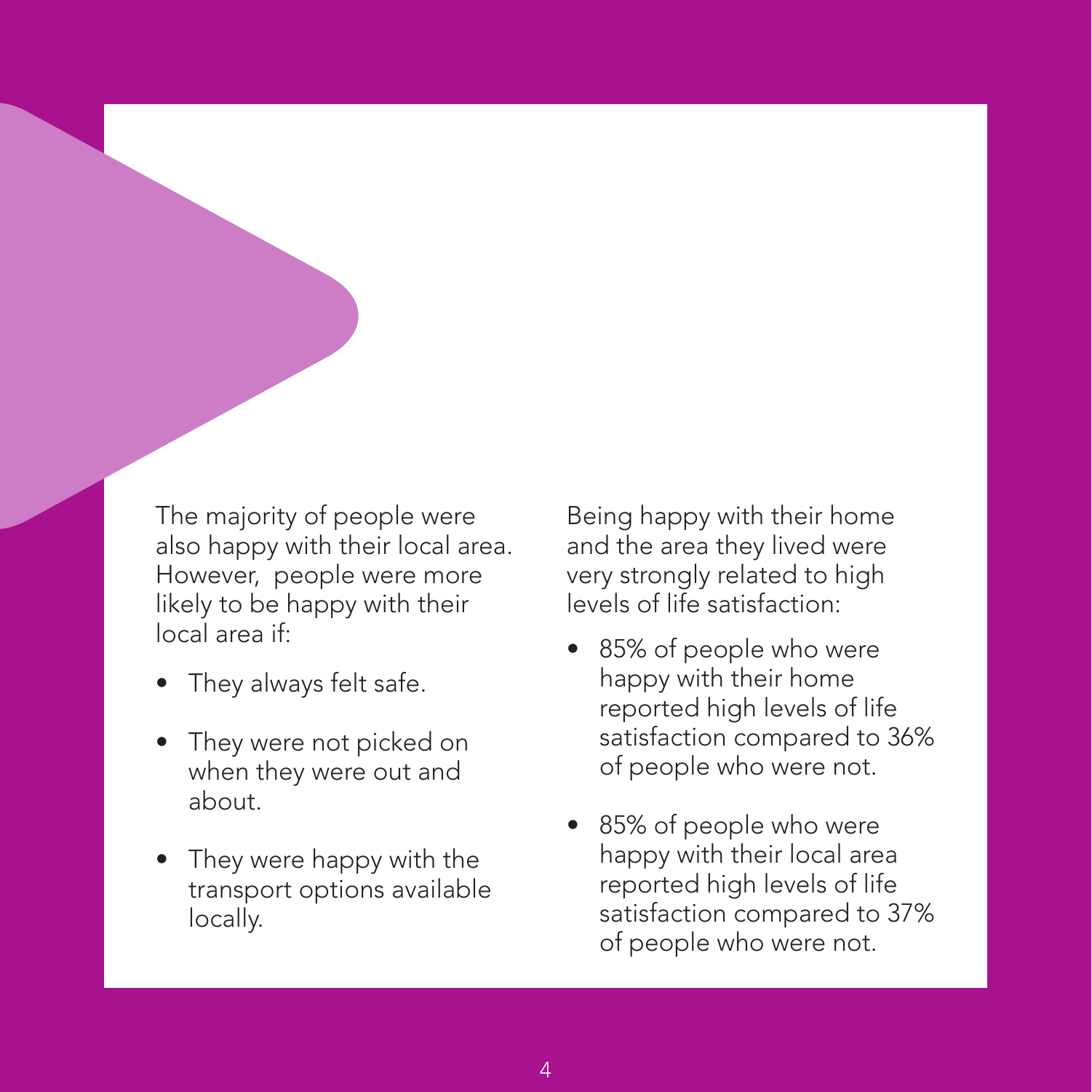The majority of people were also happy with their local area. However, people were more likely to be happy with their local area if:

- They always felt safe.
- They were not picked on when they were out and about.
- They were happy with the transport options available locally.

Being happy with their home and the area they lived were very strongly related to high levels of life satisfaction:

- 85% of people who were happy with their home reported high levels of life satisfaction compared to 36% of people who were not.
- 85% of people who were happy with their local area reported high levels of life satisfaction compared to 37% of people who were not.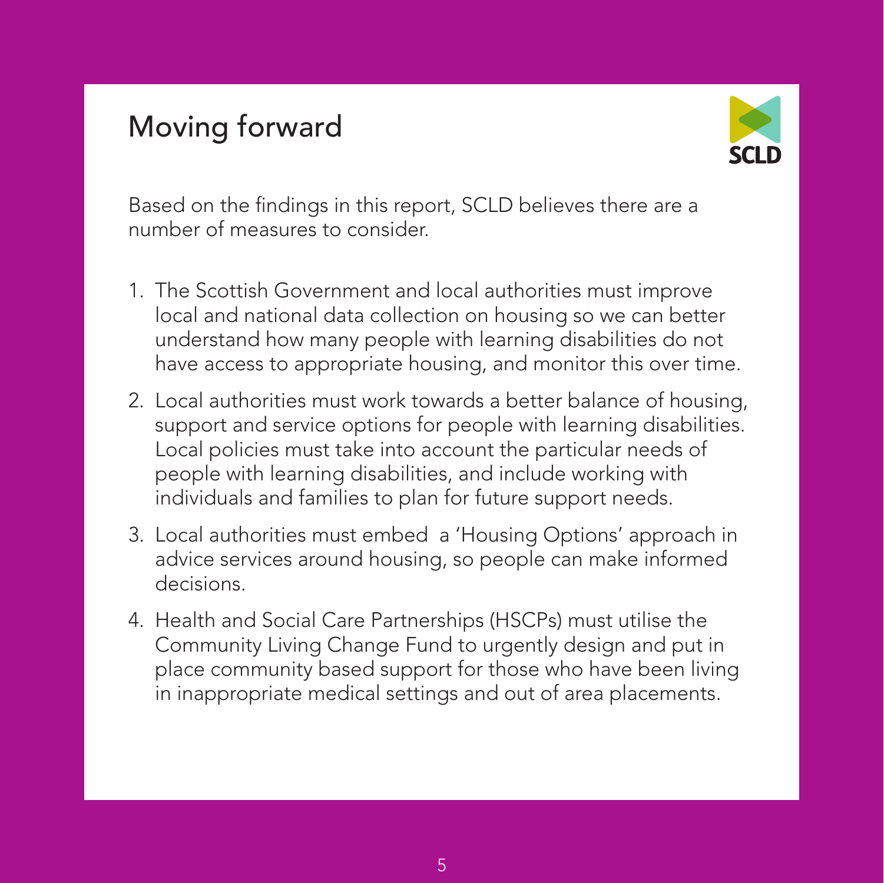# Moving forward

Based on the findings in this report, SCLD believes there are a number of measures to consider.

1. The Scottish Government and local authorities must improve local and national data collection on housing so we can better understand how many people with learning disabilities do not have access to appropriate housing, and monitor this over time.
2. Local authorities must work towards a better balance of housing, support and service options for people with learning disabilities. Local policies must take into account the particular needs of people with learning disabilities, and include working with individuals and families to plan for future support needs.
3. Local authorities must embed a 'Housing Options' approach in advice services around housing, so people can make informed decisions.
4. Health and Social Care Partnerships (HSCPs) must utilise the Community Living Change Fund to urgently design and put in place community based support for those who have been living in inappropriate medical settings and out of area placements.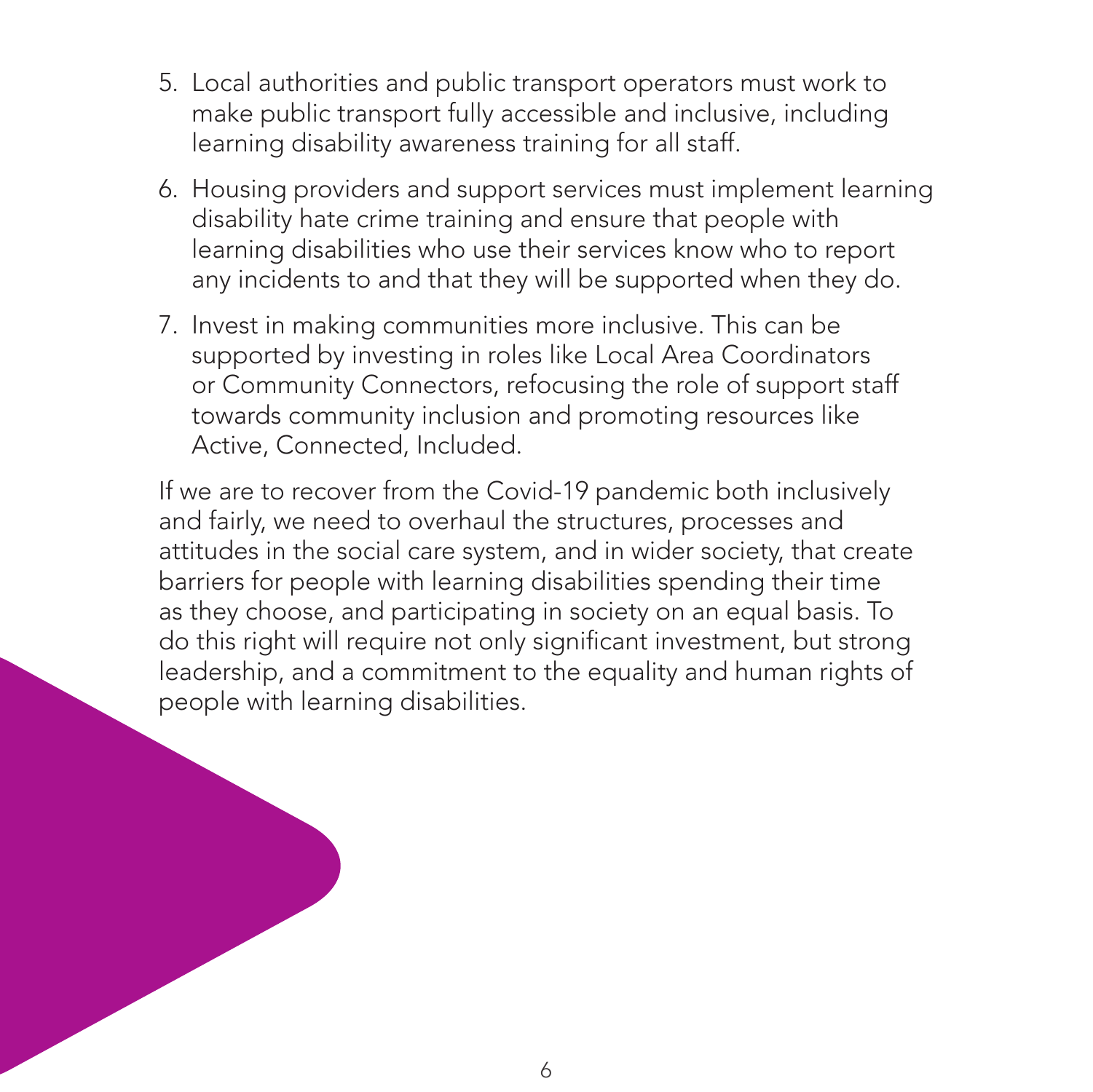5. Local authorities and public transport operators must work to make public transport fully accessible and inclusive, including learning disability awareness training for all staff.

6. Housing providers and support services must implement learning disability hate crime training and ensure that people with learning disabilities who use their services know who to report any incidents to and that they will be supported when they do.

7. Invest in making communities more inclusive. This can be supported by investing in roles like Local Area Coordinators or Community Connectors, refocusing the role of support staff towards community inclusion and promoting resources like Active, Connected, Included.

If we are to recover from the Covid-19 pandemic both inclusively and fairly, we need to overhaul the structures, processes and attitudes in the social care system, and in wider society, that create barriers for people with learning disabilities spending their time as they choose, and participating in society on an equal basis. To do this right will require not only significant investment, but strong leadership, and a commitment to the equality and human rights of people with learning disabilities.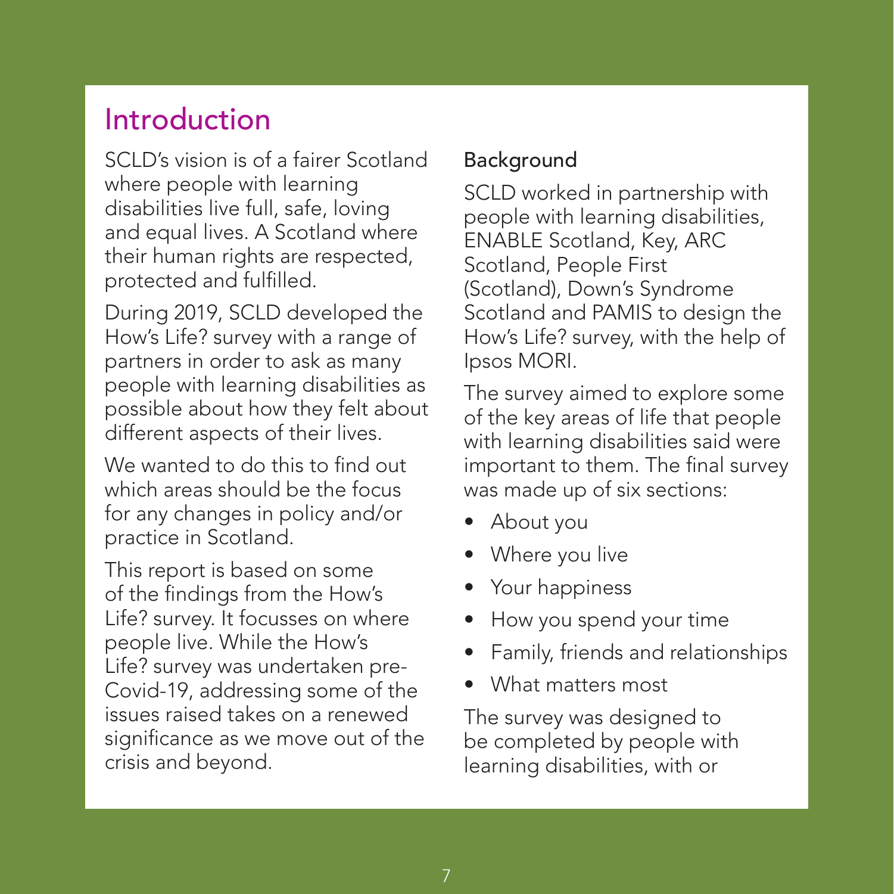# Introduction

SCLD's vision is of a fairer Scotland where people with learning disabilities live full, safe, loving and equal lives. A Scotland where their human rights are respected, protected and fulfilled.

During 2019, SCLD developed the How's Life? survey with a range of partners in order to ask as many people with learning disabilities as possible about how they felt about different aspects of their lives.

We wanted to do this to find out which areas should be the focus for any changes in policy and/or practice in Scotland.

This report is based on some of the findings from the How's Life? survey. It focusses on where people live. While the How's Life? survey was undertaken pre-Covid-19, addressing some of the issues raised takes on a renewed significance as we move out of the crisis and beyond.

## Background

SCLD worked in partnership with people with learning disabilities, ENABLE Scotland, Key, ARC Scotland, People First (Scotland), Down's Syndrome Scotland and PAMIS to design the How's Life? survey, with the help of Ipsos MORI.

The survey aimed to explore some of the key areas of life that people with learning disabilities said were important to them. The final survey was made up of six sections:

- About you
- Where you live
- Your happiness
- How you spend your time
- Family, friends and relationships
- What matters most

The survey was designed to be completed by people with learning disabilities, with or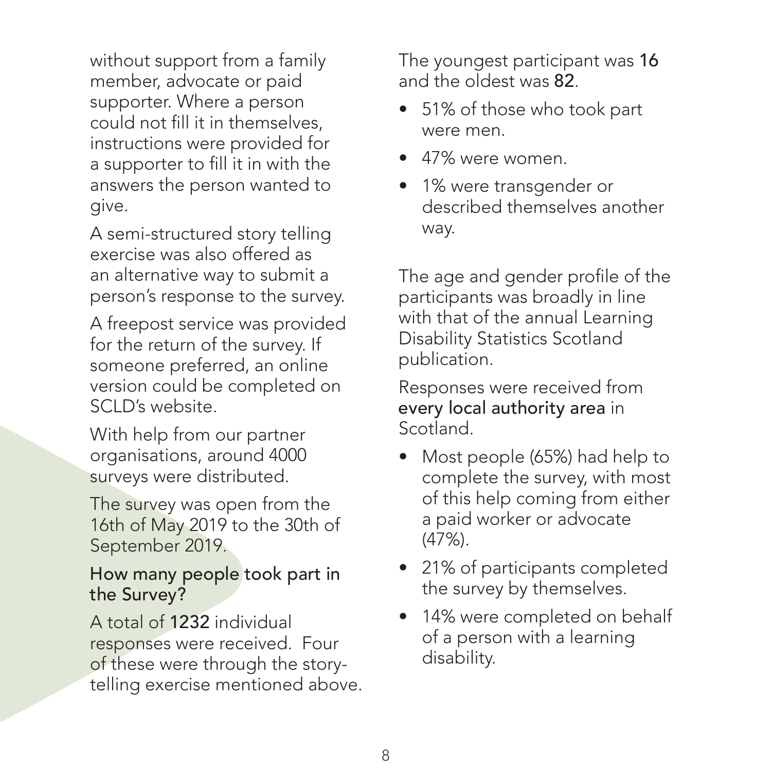without support from a family member, advocate or paid supporter. Where a person could not fill it in themselves, instructions were provided for a supporter to fill it in with the answers the person wanted to give.

A semi-structured story telling exercise was also offered as an alternative way to submit a person's response to the survey.

A freepost service was provided for the return of the survey. If someone preferred, an online version could be completed on SCLD's website.

With help from our partner organisations, around 4000 surveys were distributed.

The survey was open from the 16th of May 2019 to the 30th of September 2019.

### How many people took part in the Survey?

A total of **1232** individual responses were received. Four of these were through the story-telling exercise mentioned above.

The youngest participant was **16** and the oldest was **82**.

- 51% of those who took part were men.
- 47% were women.
- 1% were transgender or described themselves another way.

The age and gender profile of the participants was broadly in line with that of the annual Learning Disability Statistics Scotland publication.

Responses were received from **every local authority area** in Scotland.

- Most people (65%) had help to complete the survey, with most of this help coming from either a paid worker or advocate (47%).
- 21% of participants completed the survey by themselves.
- 14% were completed on behalf of a person with a learning disability.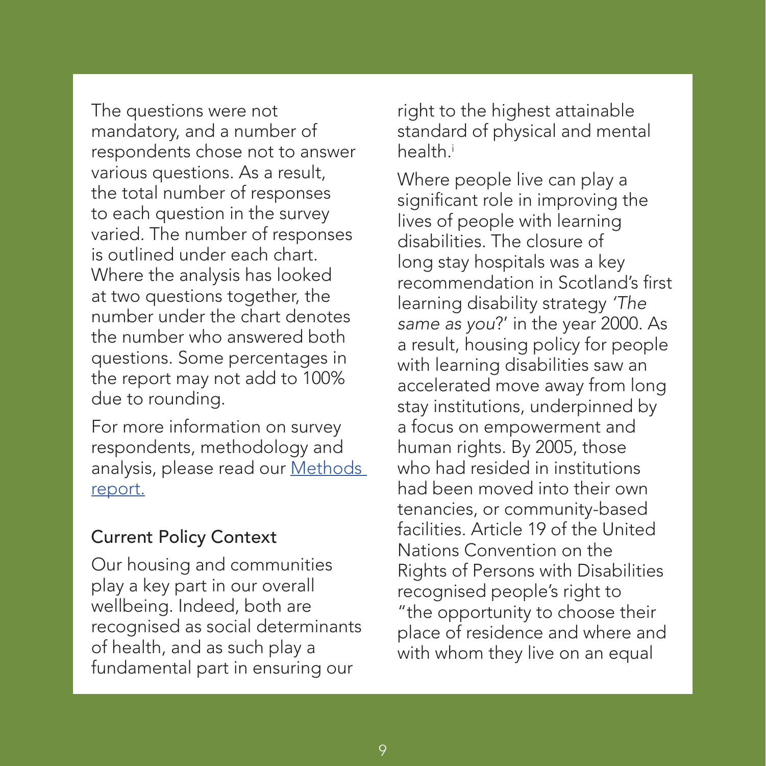The questions were not mandatory, and a number of respondents chose not to answer various questions. As a result, the total number of responses to each question in the survey varied. The number of responses is outlined under each chart. Where the analysis has looked at two questions together, the number under the chart denotes the number who answered both questions. Some percentages in the report may not add to 100% due to rounding.

For more information on survey respondents, methodology and analysis, please read our Methods report.

## Current Policy Context

Our housing and communities play a key part in our overall wellbeing. Indeed, both are recognised as social determinants of health, and as such play a fundamental part in ensuring our right to the highest attainable standard of physical and mental health.[i]

Where people live can play a significant role in improving the lives of people with learning disabilities. The closure of long stay hospitals was a key recommendation in Scotland's first learning disability strategy *'The same as you*?' in the year 2000. As a result, housing policy for people with learning disabilities saw an accelerated move away from long stay institutions, underpinned by a focus on empowerment and human rights. By 2005, those who had resided in institutions had been moved into their own tenancies, or community-based facilities. Article 19 of the United Nations Convention on the Rights of Persons with Disabilities recognised people's right to "the opportunity to choose their place of residence and where and with whom they live on an equal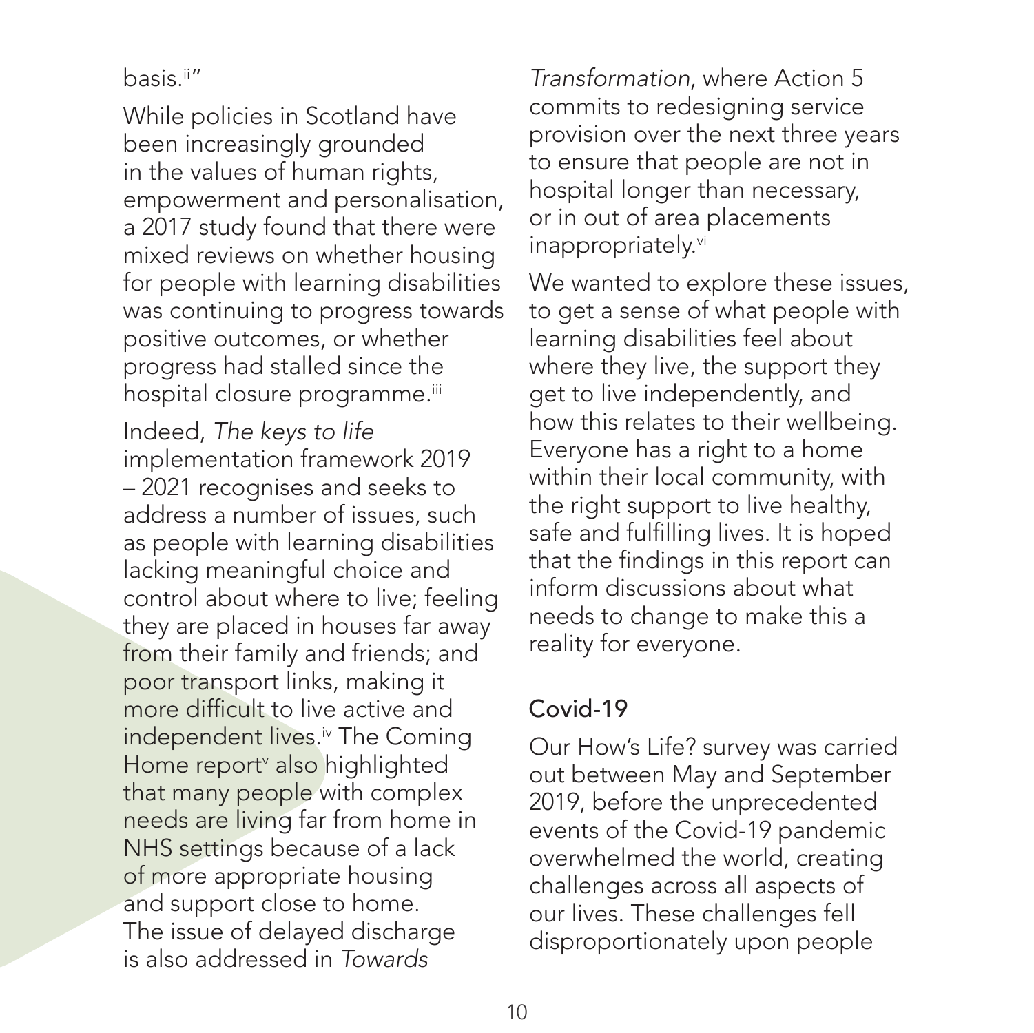basis.[ii]"

While policies in Scotland have been increasingly grounded in the values of human rights, empowerment and personalisation, a 2017 study found that there were mixed reviews on whether housing for people with learning disabilities was continuing to progress towards positive outcomes, or whether progress had stalled since the hospital closure programme.[iii]

Indeed, *The keys to life* implementation framework 2019 – 2021 recognises and seeks to address a number of issues, such as people with learning disabilities lacking meaningful choice and control about where to live; feeling they are placed in houses far away from their family and friends; and poor transport links, making it more difficult to live active and independent lives.[iv] The Coming Home report[v] also highlighted that many people with complex needs are living far from home in NHS settings because of a lack of more appropriate housing and support close to home. The issue of delayed discharge is also addressed in *Towards Transformation*, where Action 5 commits to redesigning service provision over the next three years to ensure that people are not in hospital longer than necessary, or in out of area placements inappropriately.[vi]

We wanted to explore these issues, to get a sense of what people with learning disabilities feel about where they live, the support they get to live independently, and how this relates to their wellbeing. Everyone has a right to a home within their local community, with the right support to live healthy, safe and fulfilling lives. It is hoped that the findings in this report can inform discussions about what needs to change to make this a reality for everyone.

## Covid-19

Our How's Life? survey was carried out between May and September 2019, before the unprecedented events of the Covid-19 pandemic overwhelmed the world, creating challenges across all aspects of our lives. These challenges fell disproportionately upon people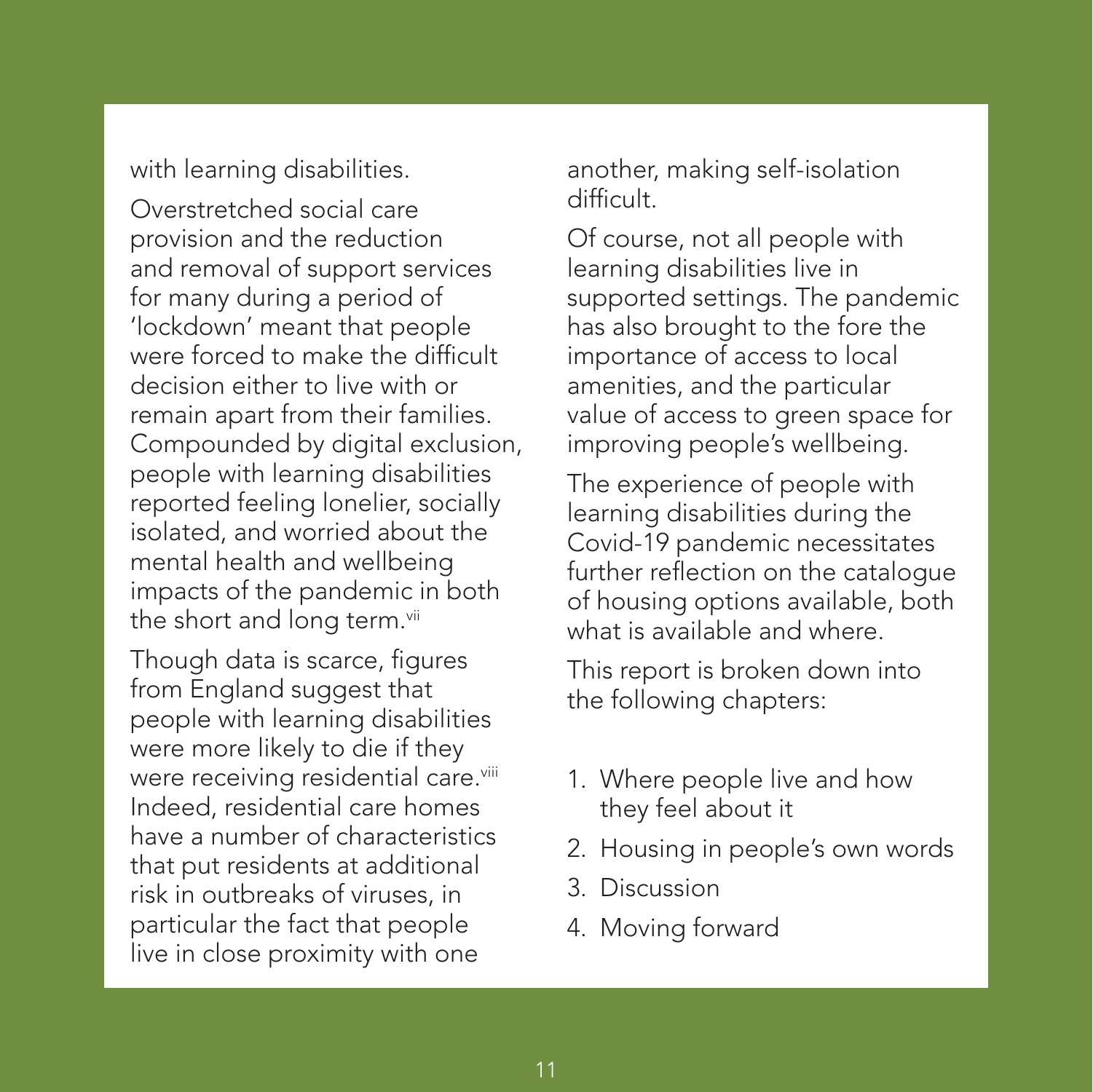with learning disabilities.

Overstretched social care provision and the reduction and removal of support services for many during a period of 'lockdown' meant that people were forced to make the difficult decision either to live with or remain apart from their families. Compounded by digital exclusion, people with learning disabilities reported feeling lonelier, socially isolated, and worried about the mental health and wellbeing impacts of the pandemic in both the short and long term.[vii]

Though data is scarce, figures from England suggest that people with learning disabilities were more likely to die if they were receiving residential care.[viii] Indeed, residential care homes have a number of characteristics that put residents at additional risk in outbreaks of viruses, in particular the fact that people live in close proximity with one another, making self-isolation difficult.

Of course, not all people with learning disabilities live in supported settings. The pandemic has also brought to the fore the importance of access to local amenities, and the particular value of access to green space for improving people's wellbeing.

The experience of people with learning disabilities during the Covid-19 pandemic necessitates further reflection on the catalogue of housing options available, both what is available and where.

This report is broken down into the following chapters:

1. Where people live and how they feel about it
2. Housing in people's own words
3. Discussion
4. Moving forward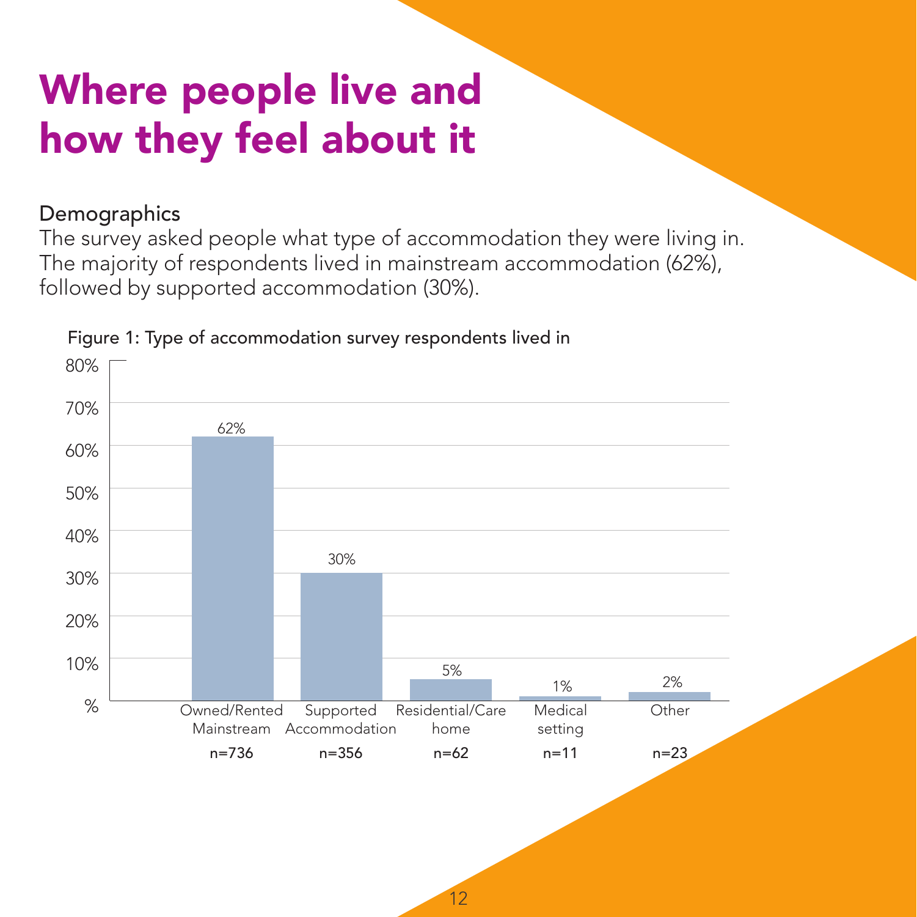# Where people live and how they feel about it

## Demographics

The survey asked people what type of accommodation they were living in. The majority of respondents lived in mainstream accommodation (62%), followed by supported accommodation (30%).

Figure 1: Type of accommodation survey respondents lived in

| Type of accommodation | % | n |
|---|---|---|
| Owned/Rented Mainstream | 62% | n=736 |
| Supported Accommodation | 30% | n=356 |
| Residential/Care home | 5% | n=62 |
| Medical setting | 1% | n=11 |
| Other | 2% | n=23 |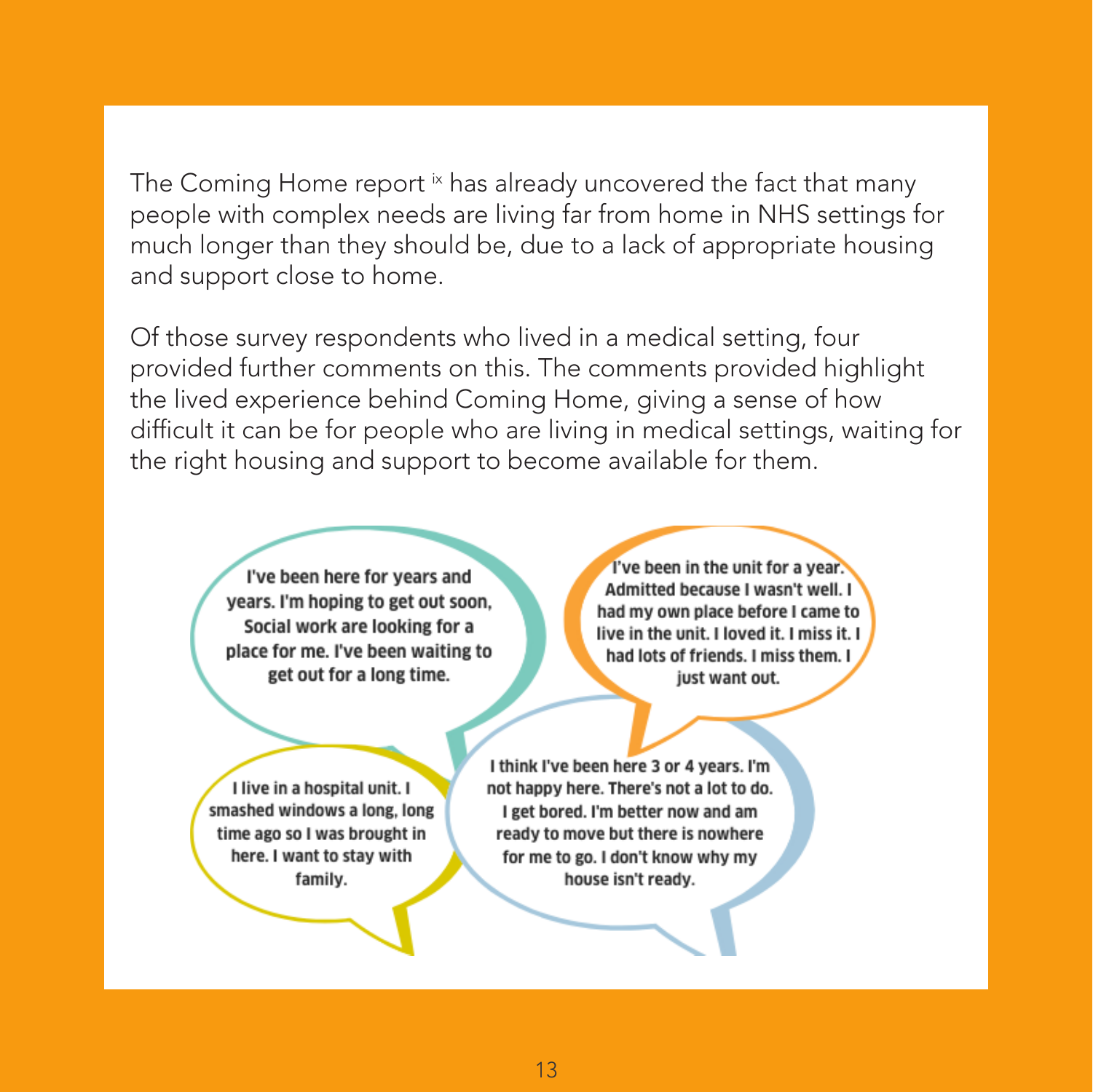The Coming Home report [ix] has already uncovered the fact that many people with complex needs are living far from home in NHS settings for much longer than they should be, due to a lack of appropriate housing and support close to home.

Of those survey respondents who lived in a medical setting, four provided further comments on this. The comments provided highlight the lived experience behind Coming Home, giving a sense of how difficult it can be for people who are living in medical settings, waiting for the right housing and support to become available for them.

I've been here for years and years. I'm hoping to get out soon, Social work are looking for a place for me. I've been waiting to get out for a long time.

I've been in the unit for a year. Admitted because I wasn't well. I had my own place before I came to live in the unit. I loved it. I miss it. I had lots of friends. I miss them. I just want out.

I live in a hospital unit. I smashed windows a long, long time ago so I was brought in here. I want to stay with family.

I think I've been here 3 or 4 years. I'm not happy here. There's not a lot to do. I get bored. I'm better now and am ready to move but there is nowhere for me to go. I don't know why my house isn't ready.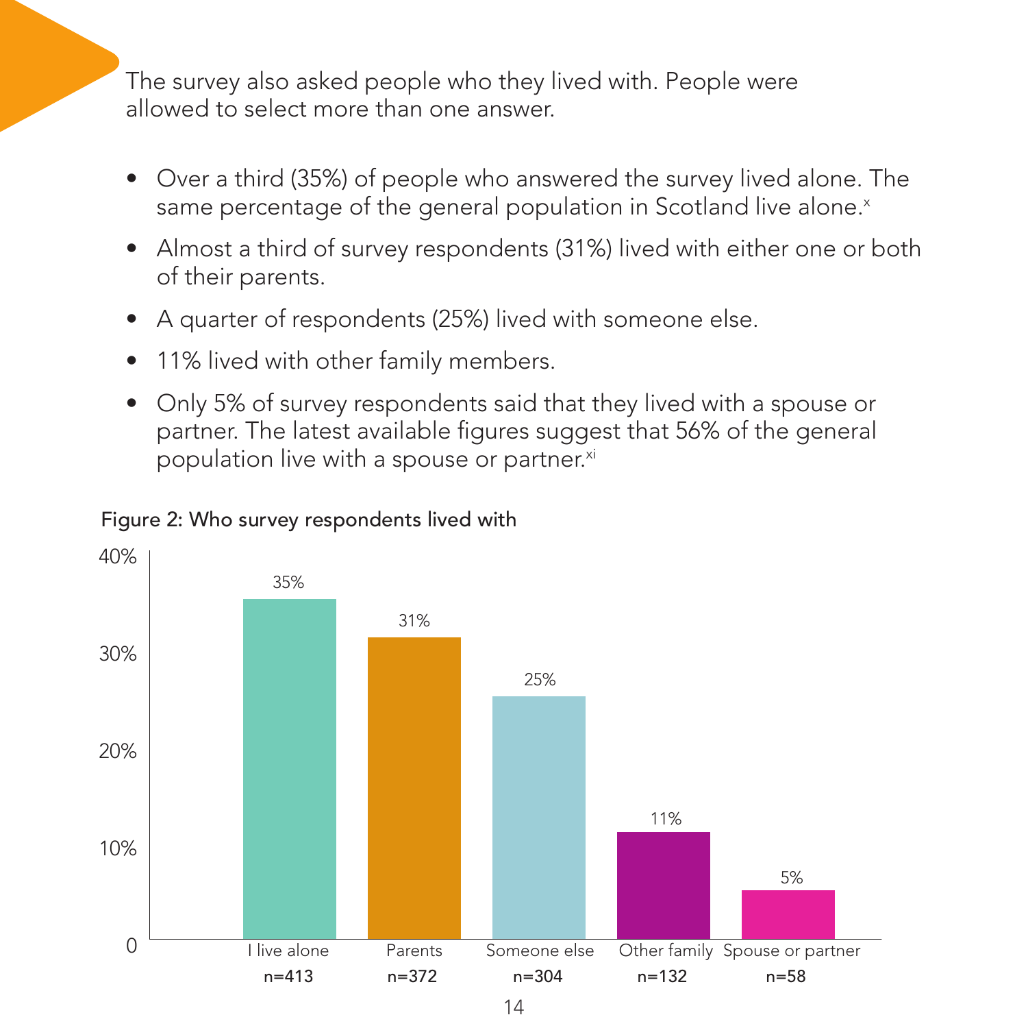The survey also asked people who they lived with. People were allowed to select more than one answer.

- Over a third (35%) of people who answered the survey lived alone. The same percentage of the general population in Scotland live alone.[x]
- Almost a third of survey respondents (31%) lived with either one or both of their parents.
- A quarter of respondents (25%) lived with someone else.
- 11% lived with other family members.
- Only 5% of survey respondents said that they lived with a spouse or partner. The latest available figures suggest that 56% of the general population live with a spouse or partner.[xi]

Figure 2: Who survey respondents lived with

| Lived with | Percentage | n |
|---|---|---|
| I live alone | 35% | n=413 |
| Parents | 31% | n=372 |
| Someone else | 25% | n=304 |
| Other family | 11% | n=132 |
| Spouse or partner | 5% | n=58 |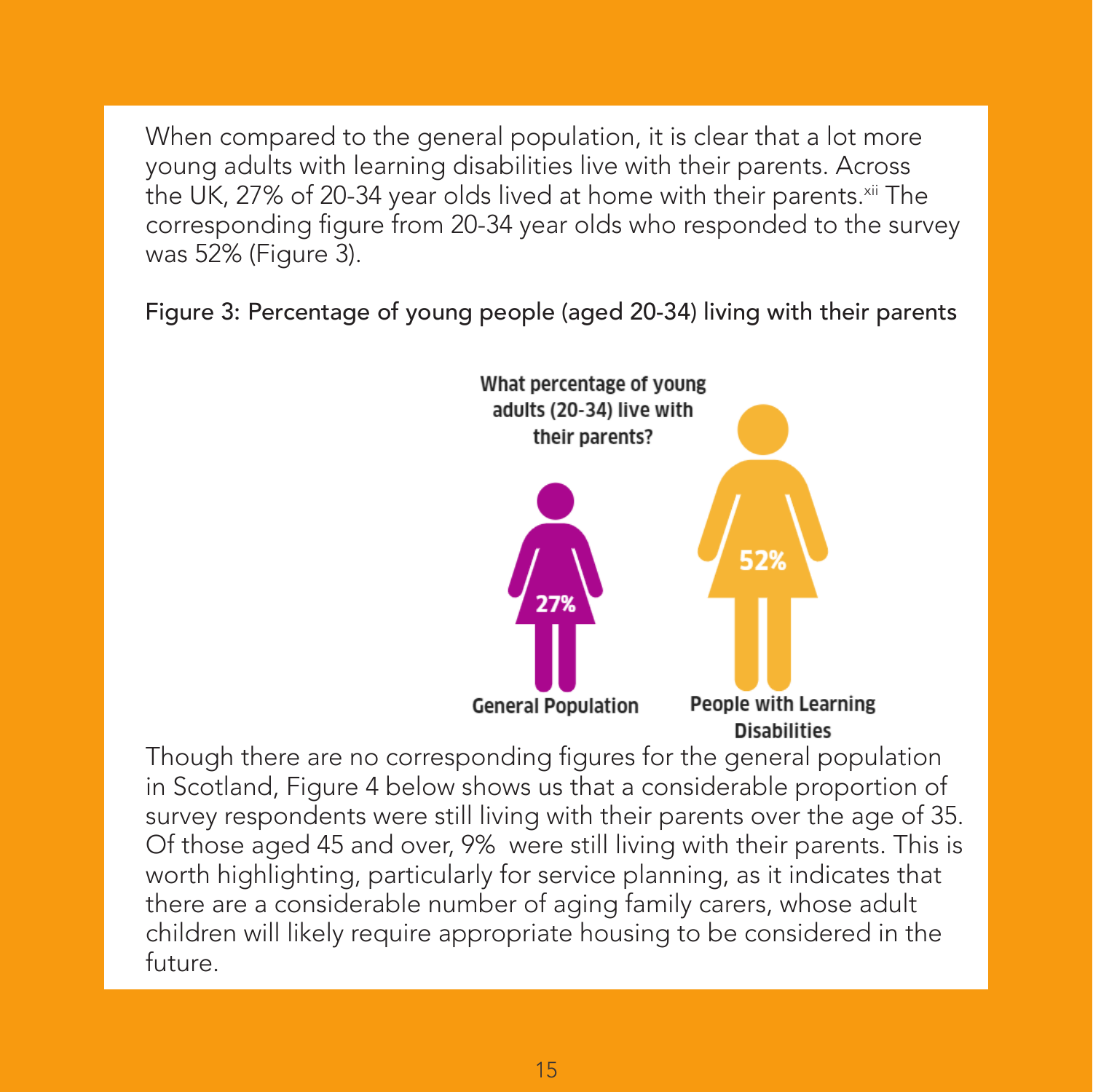When compared to the general population, it is clear that a lot more young adults with learning disabilities live with their parents. Across the UK, 27% of 20-34 year olds lived at home with their parents.[xii] The corresponding figure from 20-34 year olds who responded to the survey was 52% (Figure 3).

Figure 3: Percentage of young people (aged 20-34) living with their parents

**What percentage of young adults (20-34) live with their parents?**

| General Population | People with Learning Disabilities |
|---|---|
| 27% | 52% |

Though there are no corresponding figures for the general population in Scotland, Figure 4 below shows us that a considerable proportion of survey respondents were still living with their parents over the age of 35. Of those aged 45 and over, 9% were still living with their parents. This is worth highlighting, particularly for service planning, as it indicates that there are a considerable number of aging family carers, whose adult children will likely require appropriate housing to be considered in the future.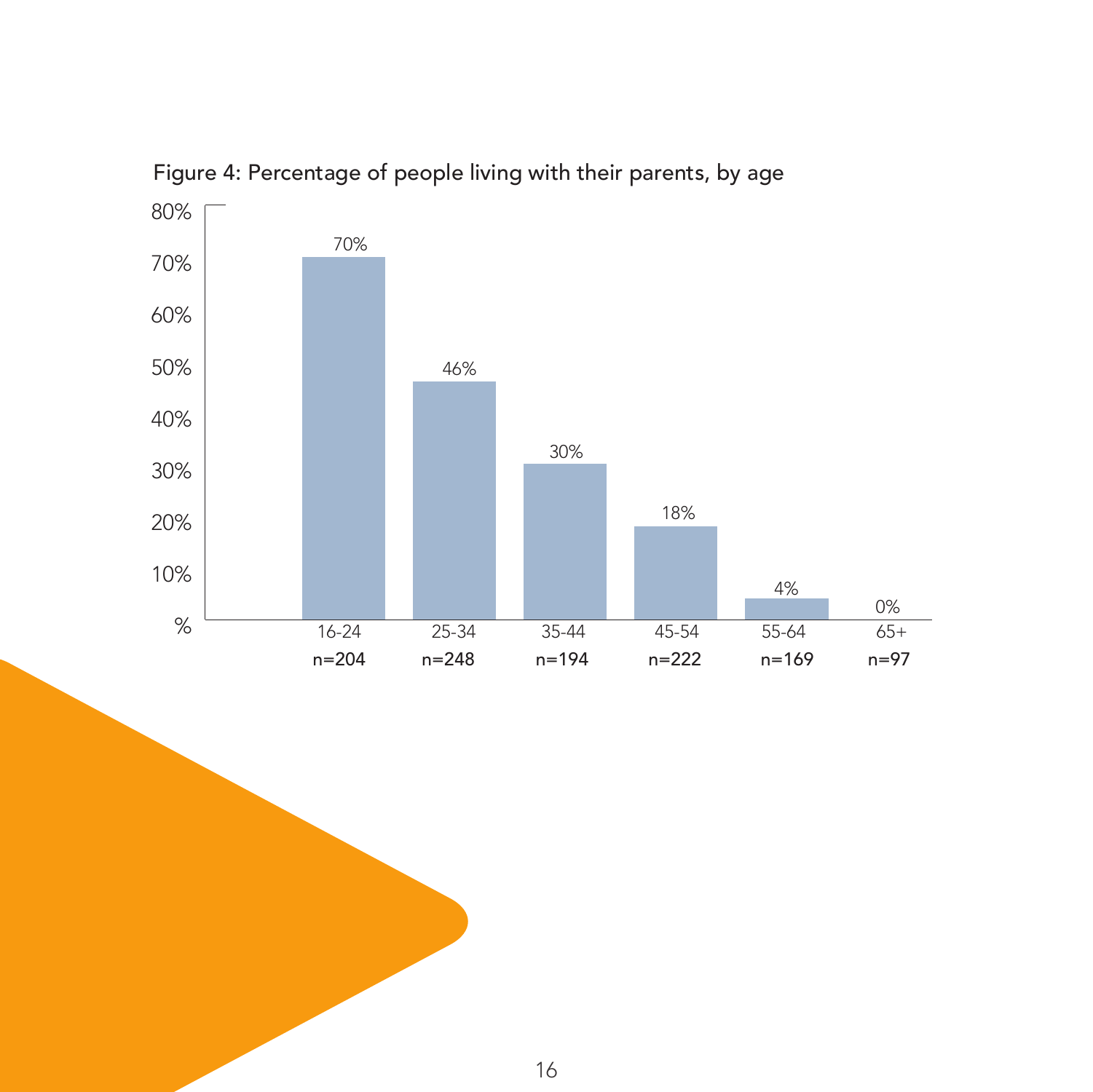Figure 4: Percentage of people living with their parents, by age

| Age | 16-24 | 25-34 | 35-44 | 45-54 | 55-64 | 65+ |
|---|---|---|---|---|---|---|
| % | 70% | 46% | 30% | 18% | 4% | 0% |
| n | n=204 | n=248 | n=194 | n=222 | n=169 | n=97 |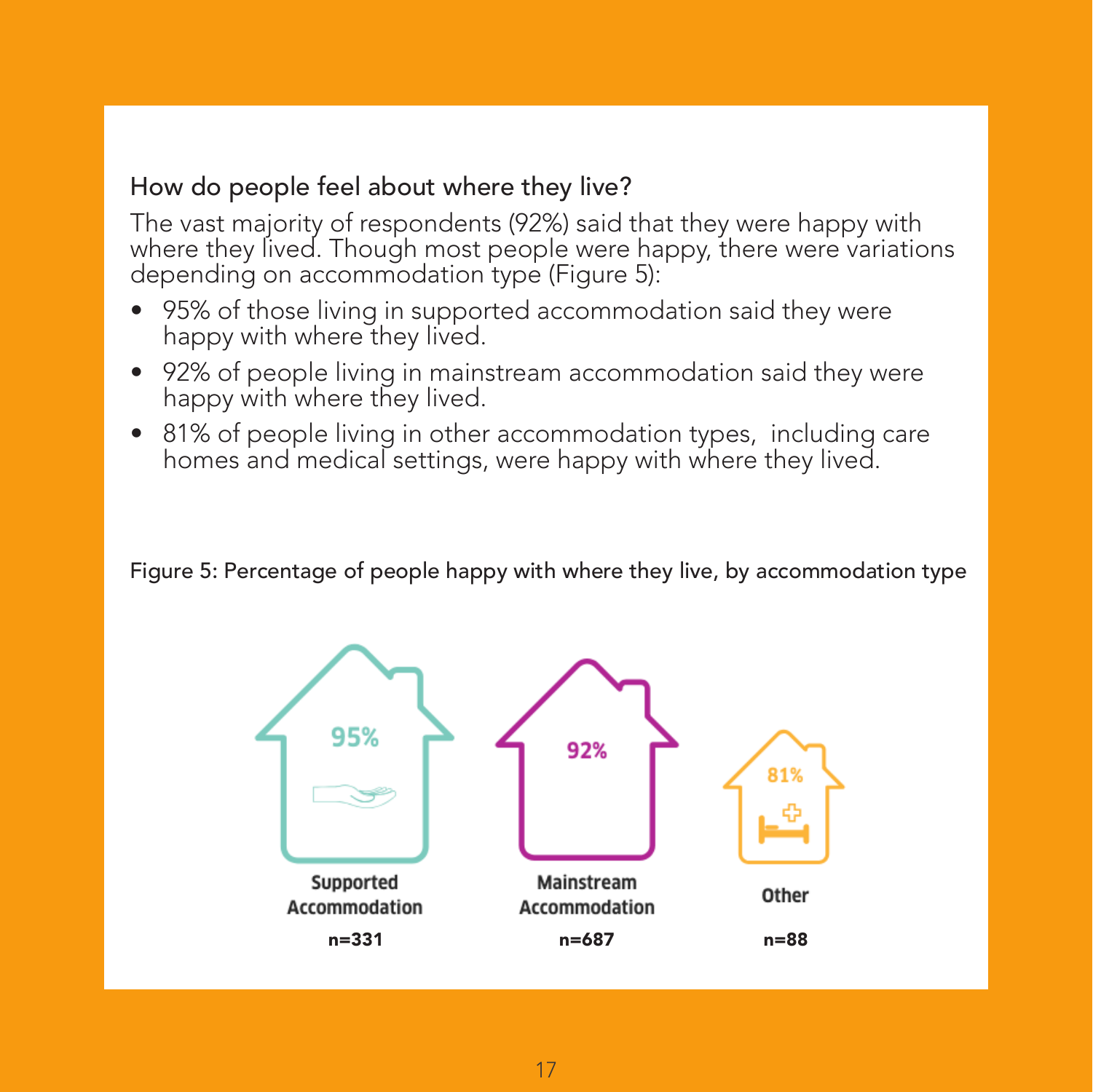## How do people feel about where they live?

The vast majority of respondents (92%) said that they were happy with where they lived. Though most people were happy, there were variations depending on accommodation type (Figure 5):

- 95% of those living in supported accommodation said they were happy with where they lived.
- 92% of people living in mainstream accommodation said they were happy with where they lived.
- 81% of people living in other accommodation types, including care homes and medical settings, were happy with where they lived.

Figure 5: Percentage of people happy with where they live, by accommodation type

| Supported Accommodation | Mainstream Accommodation | Other |
| --- | --- | --- |
| 95% | 92% | 81% |
| n=331 | n=687 | n=88 |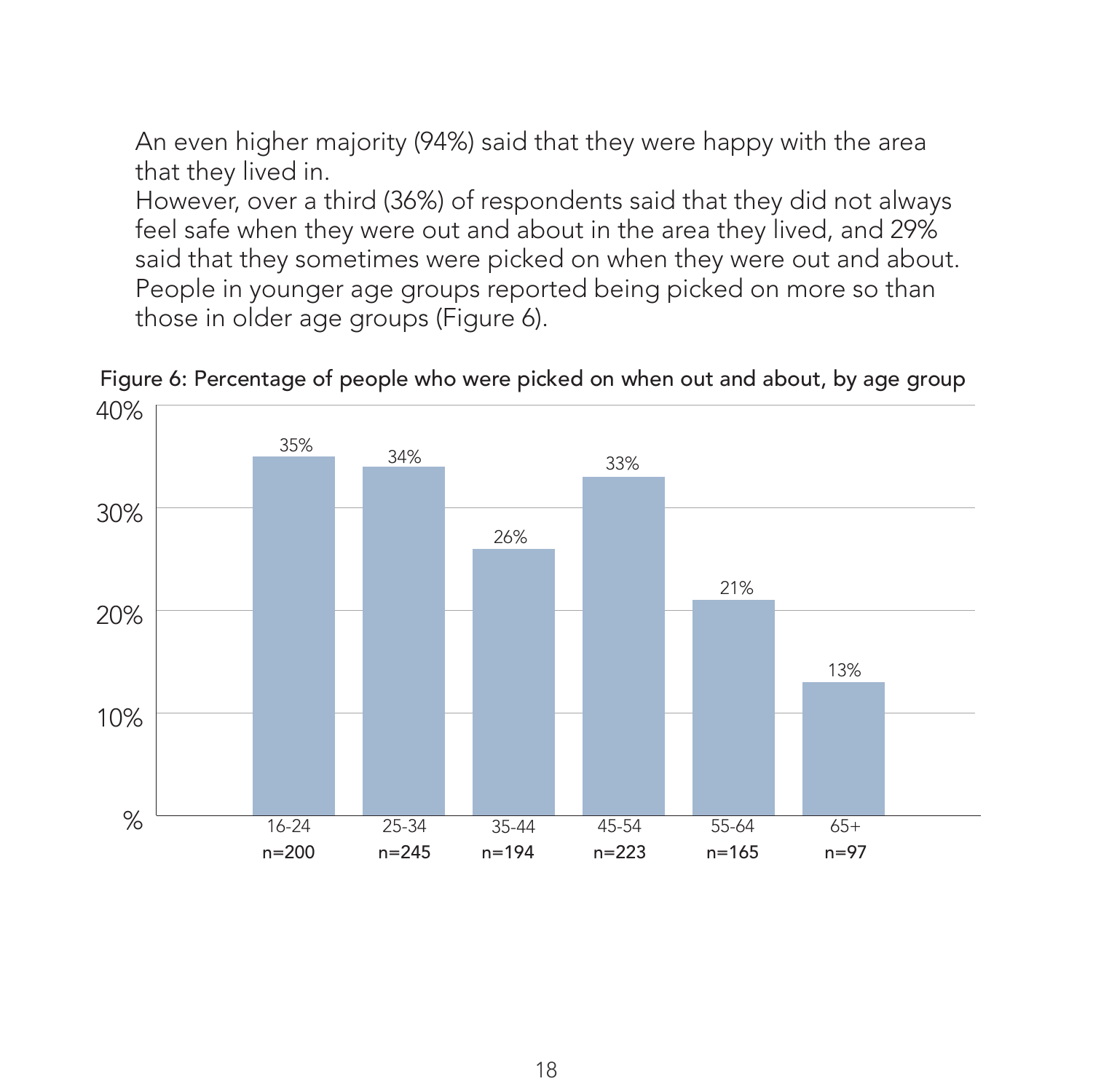An even higher majority (94%) said that they were happy with the area that they lived in.

However, over a third (36%) of respondents said that they did not always feel safe when they were out and about in the area they lived, and 29% said that they sometimes were picked on when they were out and about. People in younger age groups reported being picked on more so than those in older age groups (Figure 6).

Figure 6: Percentage of people who were picked on when out and about, by age group

| Age group | 16-24 | 25-34 | 35-44 | 45-54 | 55-64 | 65+ |
|---|---|---|---|---|---|---|
| n | n=200 | n=245 | n=194 | n=223 | n=165 | n=97 |
| % | 35% | 34% | 26% | 33% | 21% | 13% |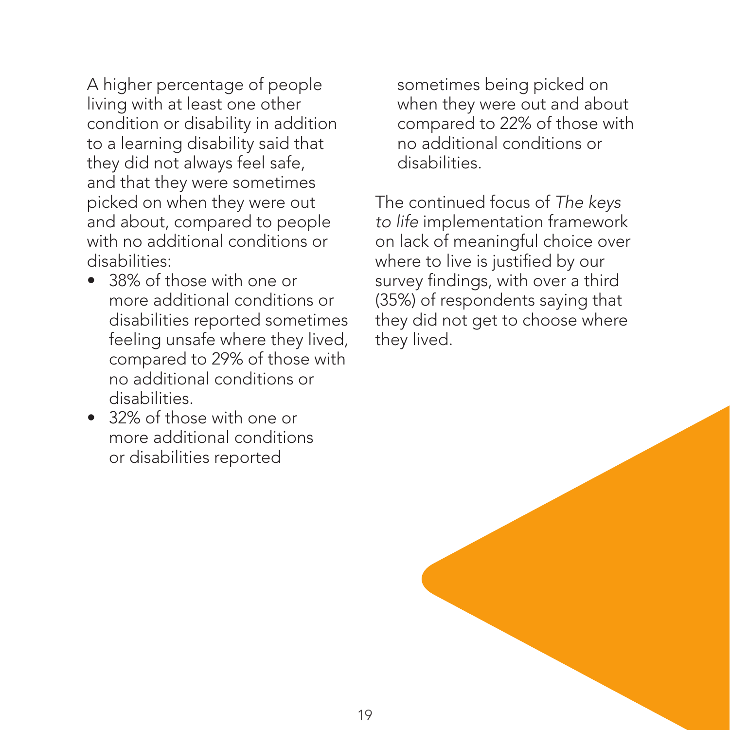A higher percentage of people living with at least one other condition or disability in addition to a learning disability said that they did not always feel safe, and that they were sometimes picked on when they were out and about, compared to people with no additional conditions or disabilities:

- 38% of those with one or more additional conditions or disabilities reported sometimes feeling unsafe where they lived, compared to 29% of those with no additional conditions or disabilities.
- 32% of those with one or more additional conditions or disabilities reported sometimes being picked on when they were out and about compared to 22% of those with no additional conditions or disabilities.

The continued focus of *The keys to life* implementation framework on lack of meaningful choice over where to live is justified by our survey findings, with over a third (35%) of respondents saying that they did not get to choose where they lived.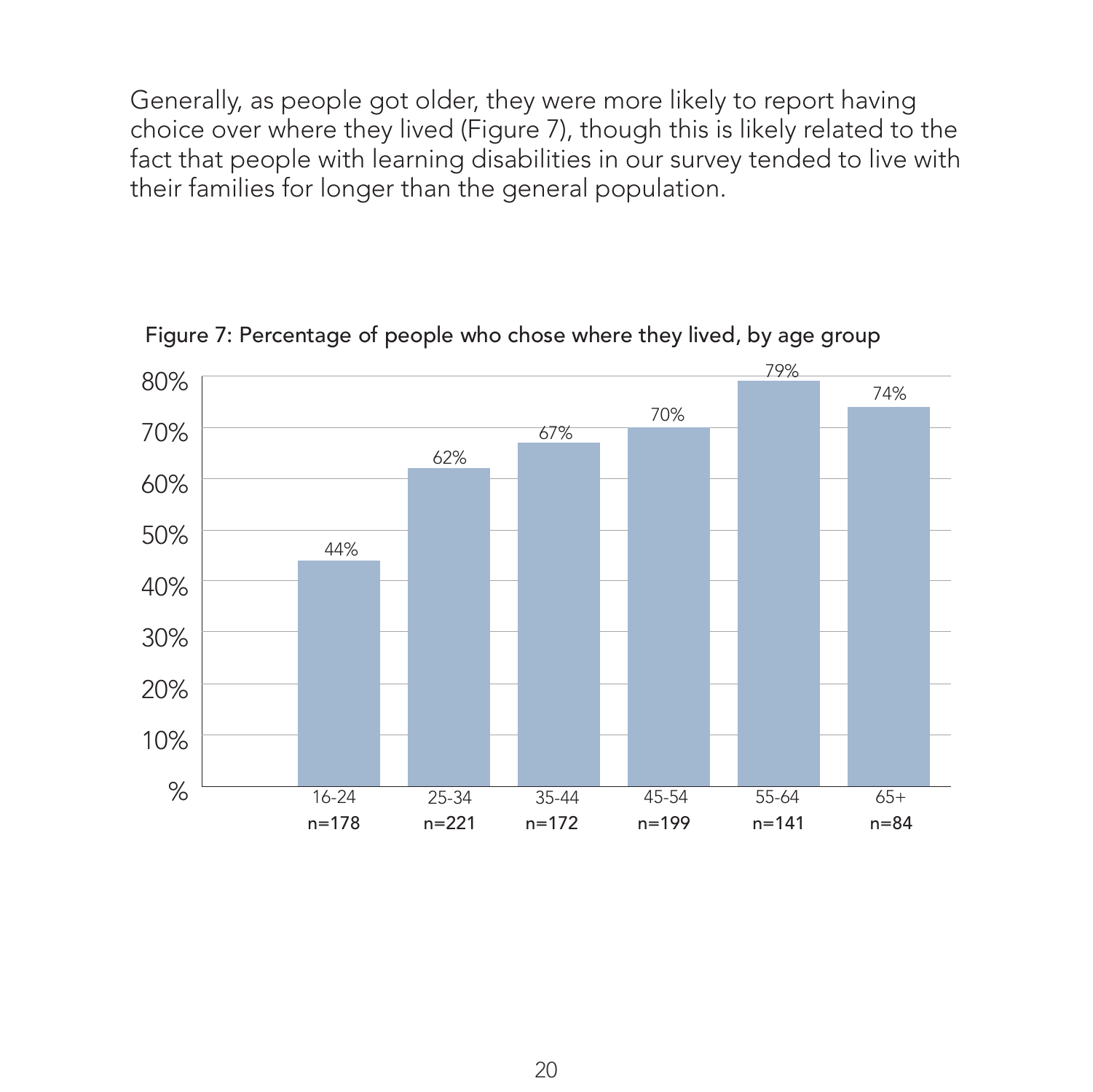Generally, as people got older, they were more likely to report having choice over where they lived (Figure 7), though this is likely related to the fact that people with learning disabilities in our survey tended to live with their families for longer than the general population.

Figure 7: Percentage of people who chose where they lived, by age group

| Age group | n | % |
|---|---|---|
| 16-24 | n=178 | 44% |
| 25-34 | n=221 | 62% |
| 35-44 | n=172 | 67% |
| 45-54 | n=199 | 70% |
| 55-64 | n=141 | 79% |
| 65+ | n=84 | 74% |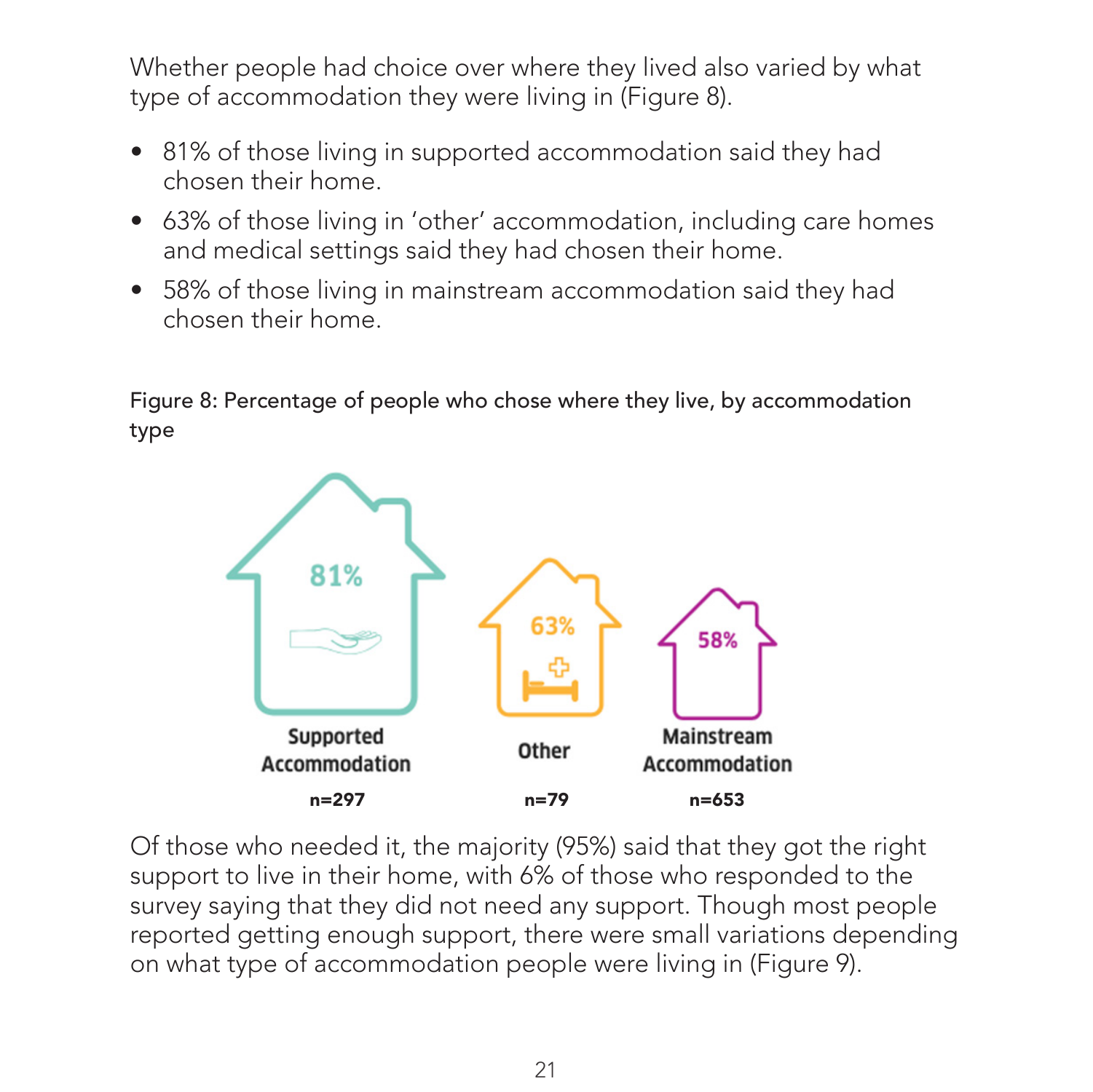Whether people had choice over where they lived also varied by what type of accommodation they were living in (Figure 8).

- 81% of those living in supported accommodation said they had chosen their home.
- 63% of those living in 'other' accommodation, including care homes and medical settings said they had chosen their home.
- 58% of those living in mainstream accommodation said they had chosen their home.

Figure 8: Percentage of people who chose where they live, by accommodation type

| Supported Accommodation | Other | Mainstream Accommodation |
|---|---|---|
| 81% | 63% | 58% |
| n=297 | n=79 | n=653 |

Of those who needed it, the majority (95%) said that they got the right support to live in their home, with 6% of those who responded to the survey saying that they did not need any support. Though most people reported getting enough support, there were small variations depending on what type of accommodation people were living in (Figure 9).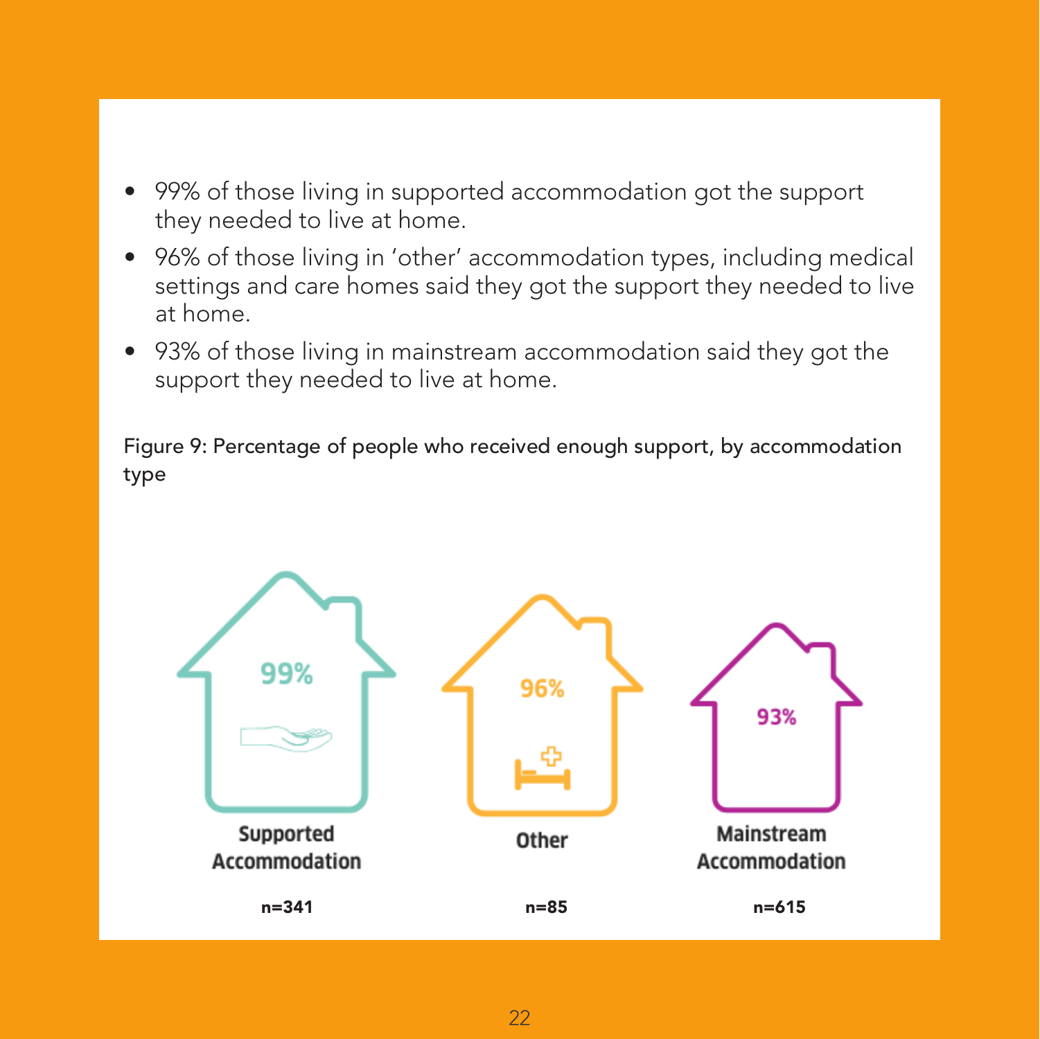- 99% of those living in supported accommodation got the support they needed to live at home.
- 96% of those living in 'other' accommodation types, including medical settings and care homes said they got the support they needed to live at home.
- 93% of those living in mainstream accommodation said they got the support they needed to live at home.

Figure 9: Percentage of people who received enough support, by accommodation type

| Supported Accommodation | Other | Mainstream Accommodation |
|---|---|---|
| 99% | 96% | 93% |
| n=341 | n=85 | n=615 |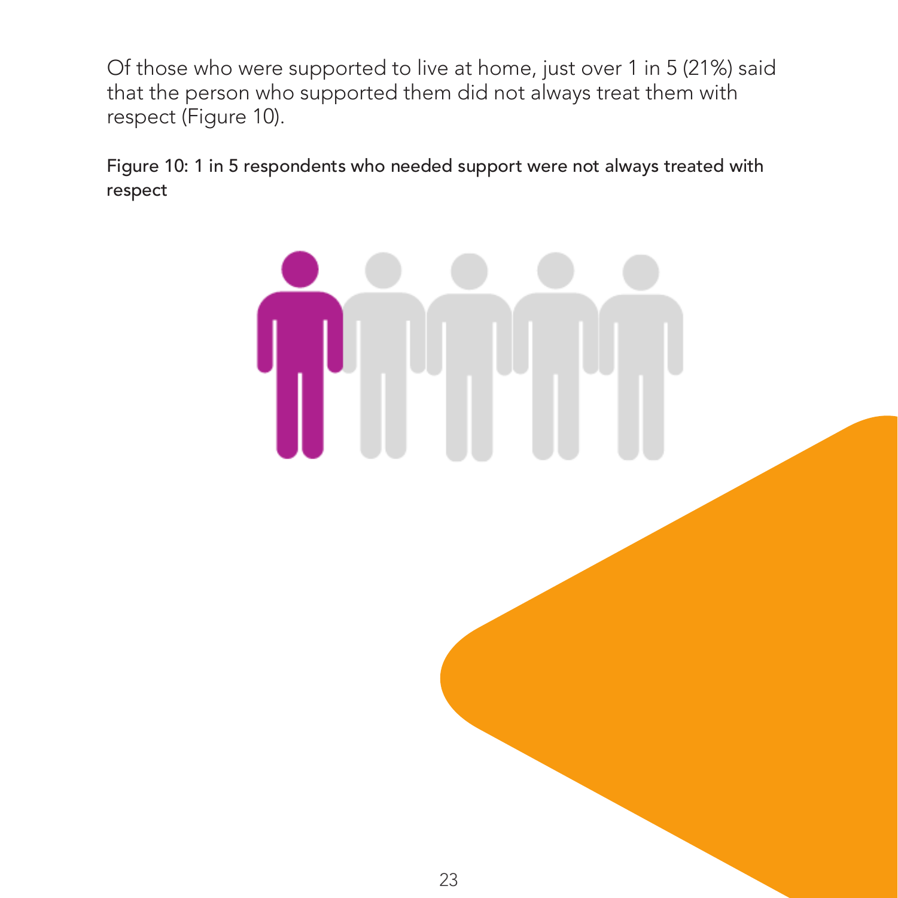Of those who were supported to live at home, just over 1 in 5 (21%) said that the person who supported them did not always treat them with respect (Figure 10).

Figure 10: 1 in 5 respondents who needed support were not always treated with respect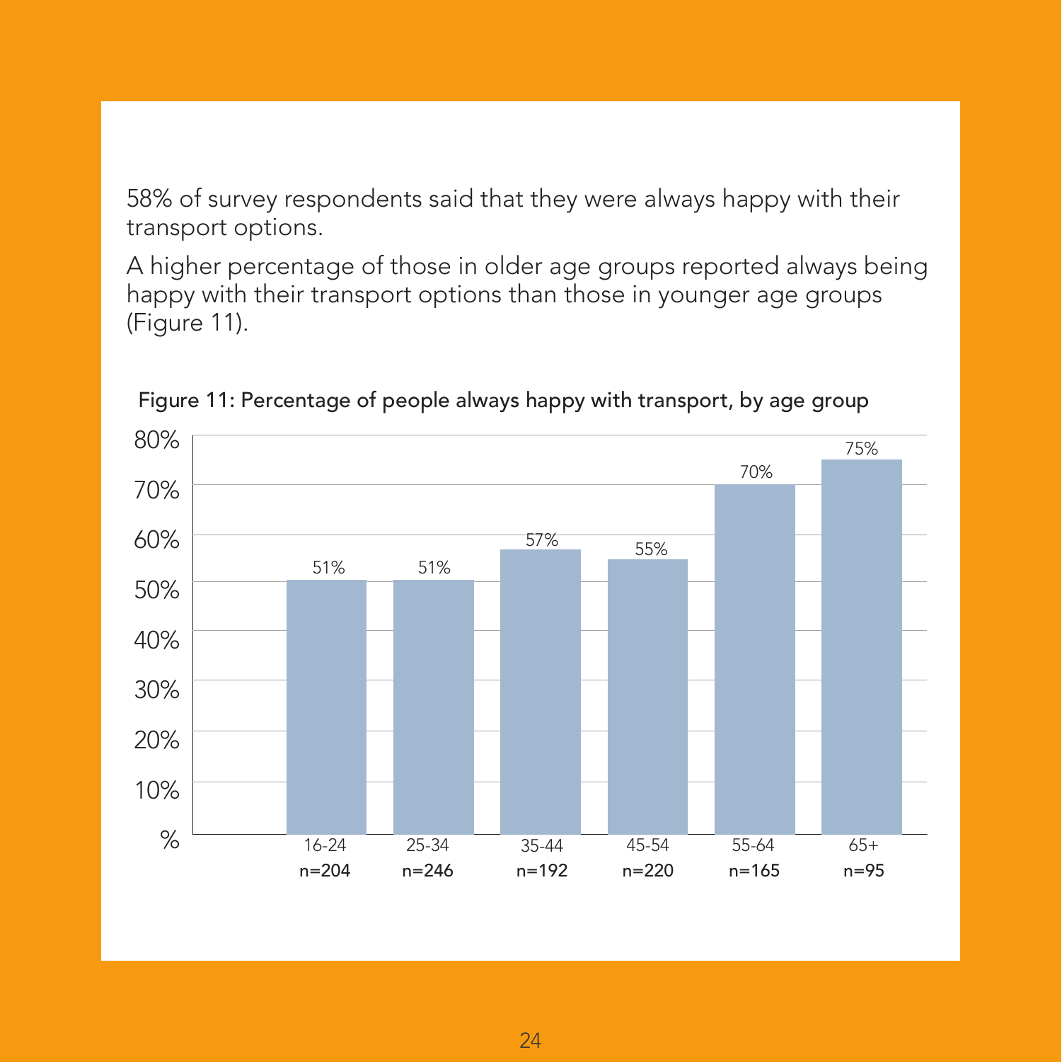58% of survey respondents said that they were always happy with their transport options.

A higher percentage of those in older age groups reported always being happy with their transport options than those in younger age groups (Figure 11).

Figure 11: Percentage of people always happy with transport, by age group

| Age group | n | Always happy with transport |
|---|---|---|
| 16-24 | n=204 | 51% |
| 25-34 | n=246 | 51% |
| 35-44 | n=192 | 57% |
| 45-54 | n=220 | 55% |
| 55-64 | n=165 | 70% |
| 65+ | n=95 | 75% |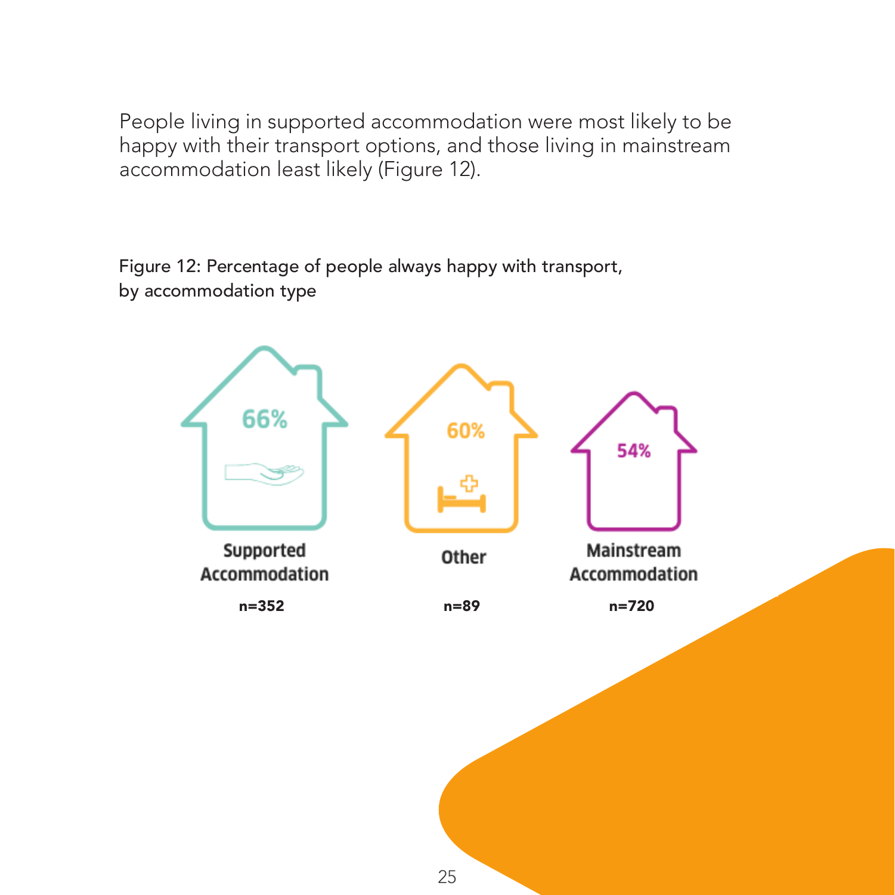People living in supported accommodation were most likely to be happy with their transport options, and those living in mainstream accommodation least likely (Figure 12).

Figure 12: Percentage of people always happy with transport, by accommodation type

| Supported Accommodation | Other | Mainstream Accommodation |
|---|---|---|
| 66% | 60% | 54% |
| n=352 | n=89 | n=720 |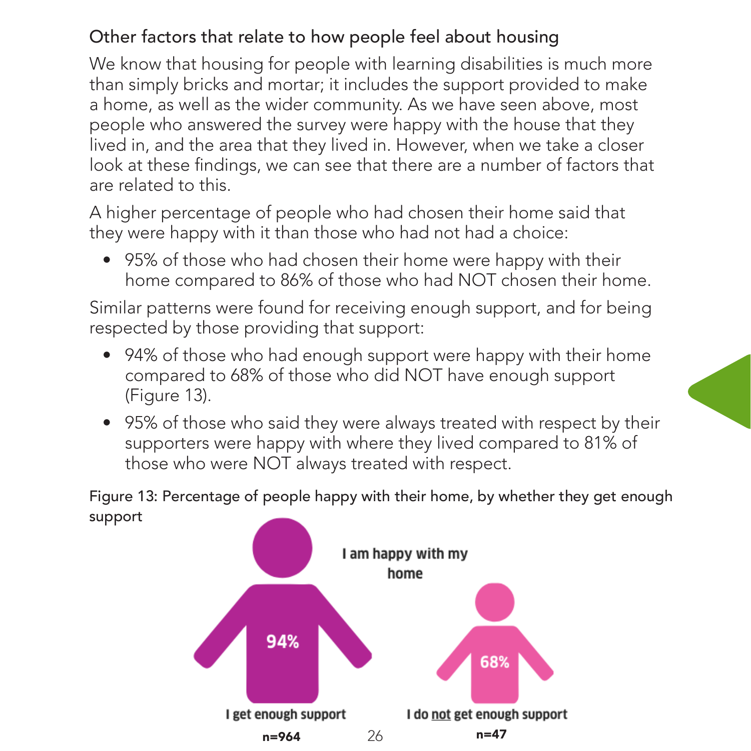## Other factors that relate to how people feel about housing

We know that housing for people with learning disabilities is much more than simply bricks and mortar; it includes the support provided to make a home, as well as the wider community. As we have seen above, most people who answered the survey were happy with the house that they lived in, and the area that they lived in. However, when we take a closer look at these findings, we can see that there are a number of factors that are related to this.

A higher percentage of people who had chosen their home said that they were happy with it than those who had not had a choice:

- 95% of those who had chosen their home were happy with their home compared to 86% of those who had NOT chosen their home.

Similar patterns were found for receiving enough support, and for being respected by those providing that support:

- 94% of those who had enough support were happy with their home compared to 68% of those who did NOT have enough support (Figure 13).
- 95% of those who said they were always treated with respect by their supporters were happy with where they lived compared to 81% of those who were NOT always treated with respect.

Figure 13: Percentage of people happy with their home, by whether they get enough support

I am happy with my home

| | I get enough support | I do not get enough support |
|---|---|---|
| I am happy with my home | 94% | 68% |
| | n=964 | n=47 |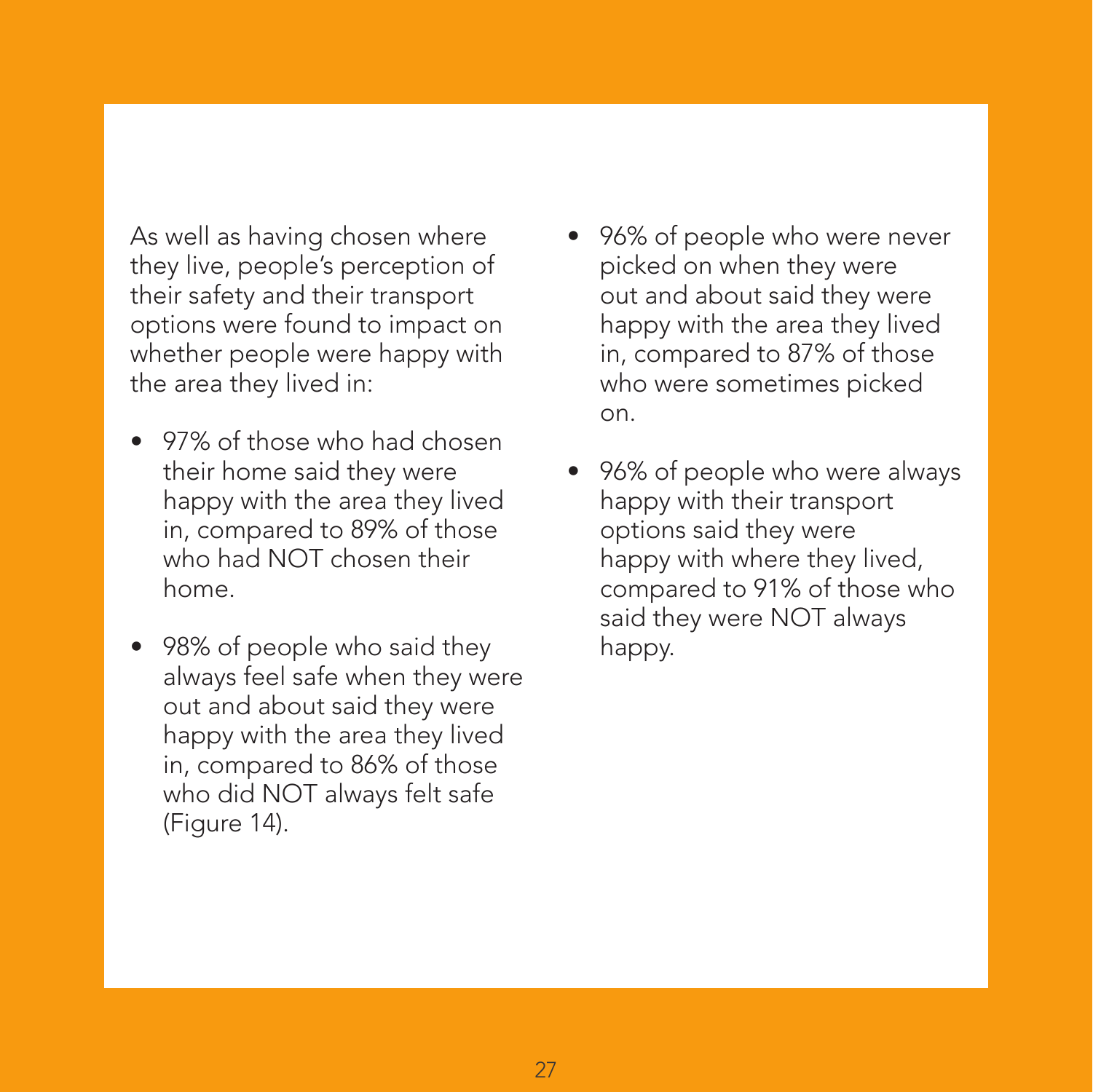As well as having chosen where they live, people's perception of their safety and their transport options were found to impact on whether people were happy with the area they lived in:

- 97% of those who had chosen their home said they were happy with the area they lived in, compared to 89% of those who had NOT chosen their home.
- 98% of people who said they always feel safe when they were out and about said they were happy with the area they lived in, compared to 86% of those who did NOT always felt safe (Figure 14).
- 96% of people who were never picked on when they were out and about said they were happy with the area they lived in, compared to 87% of those who were sometimes picked on.
- 96% of people who were always happy with their transport options said they were happy with where they lived, compared to 91% of those who said they were NOT always happy.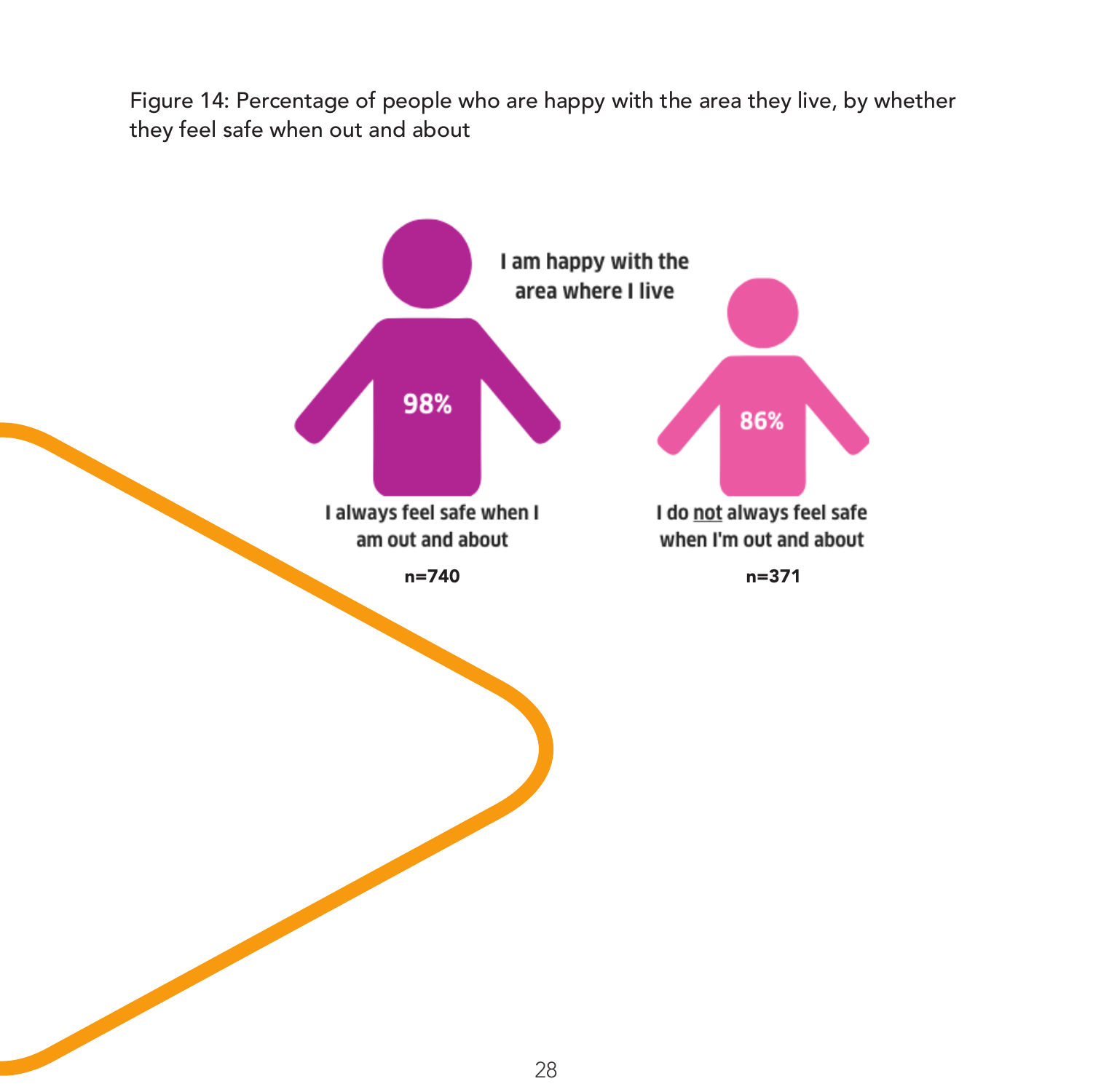Figure 14: Percentage of people who are happy with the area they live, by whether they feel safe when out and about

I am happy with the area where I live

| | I always feel safe when I am out and about | I do not always feel safe when I'm out and about |
|---|---|---|
| I am happy with the area where I live | 98% | 86% |
| | n=740 | n=371 |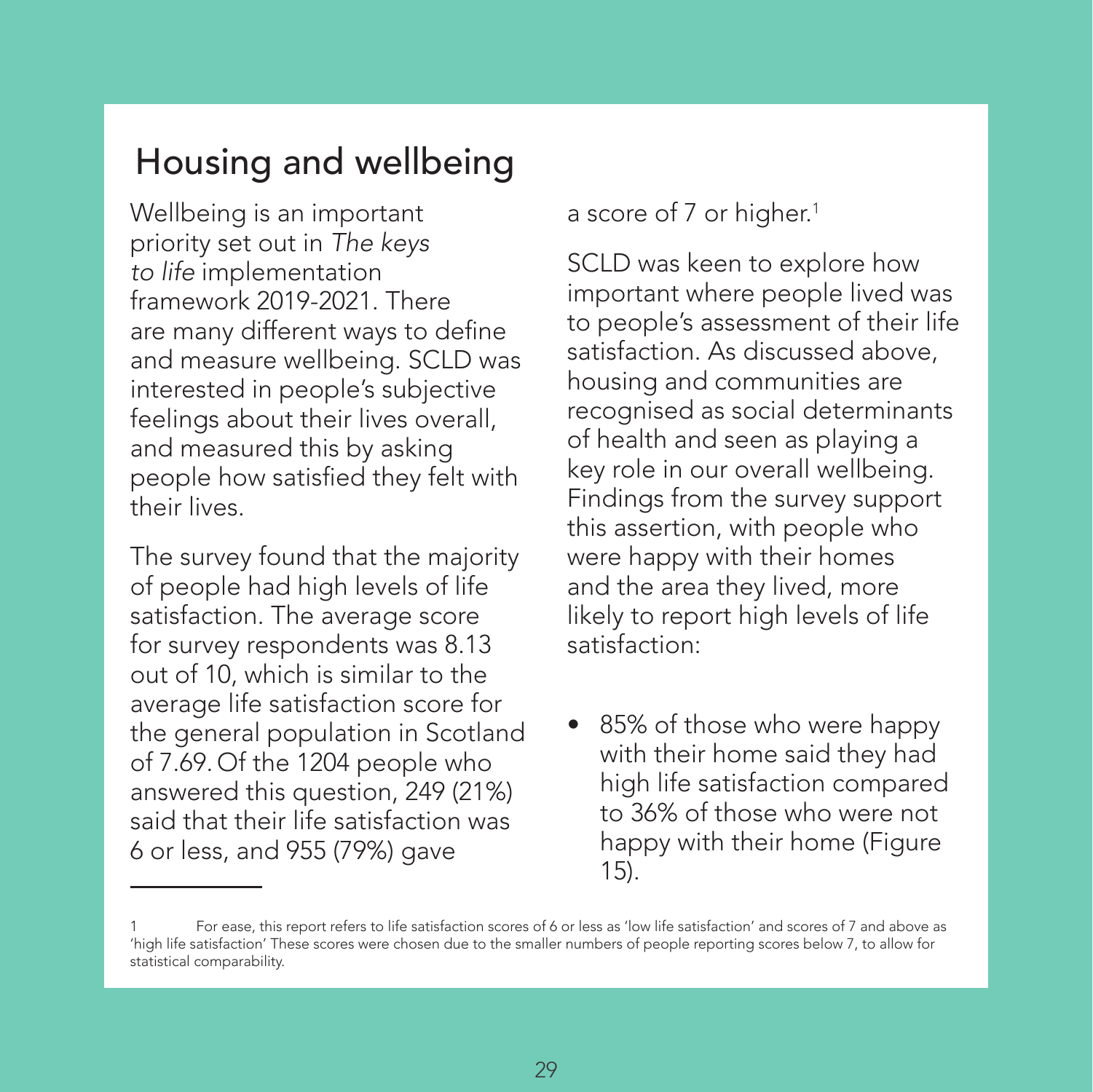## Housing and wellbeing

Wellbeing is an important priority set out in *The keys to life* implementation framework 2019-2021. There are many different ways to define and measure wellbeing. SCLD was interested in people's subjective feelings about their lives overall, and measured this by asking people how satisfied they felt with their lives.

The survey found that the majority of people had high levels of life satisfaction. The average score for survey respondents was 8.13 out of 10, which is similar to the average life satisfaction score for the general population in Scotland of 7.69. Of the 1204 people who answered this question, 249 (21%) said that their life satisfaction was 6 or less, and 955 (79%) gave a score of 7 or higher.[1]

SCLD was keen to explore how important where people lived was to people's assessment of their life satisfaction. As discussed above, housing and communities are recognised as social determinants of health and seen as playing a key role in our overall wellbeing. Findings from the survey support this assertion, with people who were happy with their homes and the area they lived, more likely to report high levels of life satisfaction:

- 85% of those who were happy with their home said they had high life satisfaction compared to 36% of those who were not happy with their home (Figure 15).

---

[1] For ease, this report refers to life satisfaction scores of 6 or less as 'low life satisfaction' and scores of 7 and above as 'high life satisfaction' These scores were chosen due to the smaller numbers of people reporting scores below 7, to allow for statistical comparability.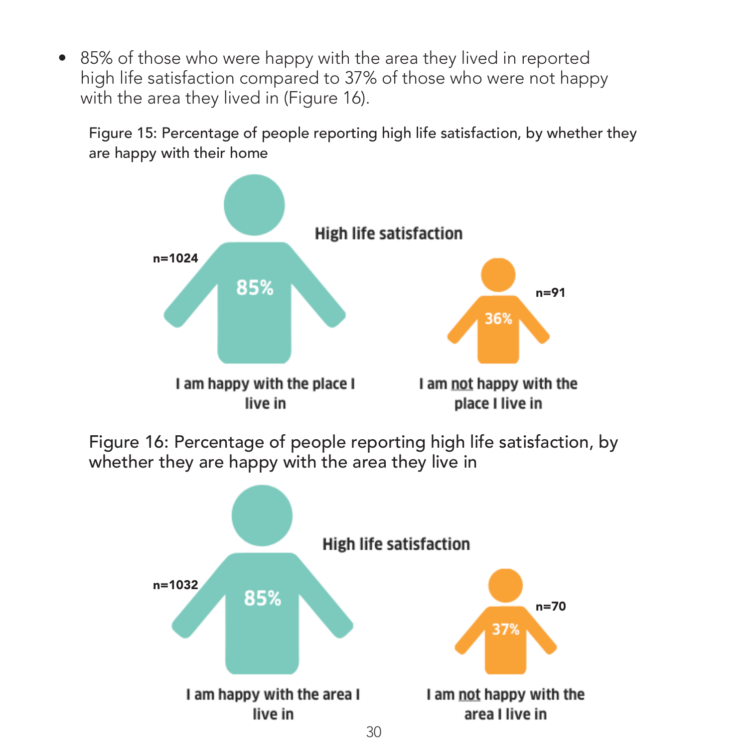- 85% of those who were happy with the area they lived in reported high life satisfaction compared to 37% of those who were not happy with the area they lived in (Figure 16).

Figure 15: Percentage of people reporting high life satisfaction, by whether they are happy with their home

High life satisfaction

n=1024

85%

I am happy with the place I live in

n=91

36%

I am not happy with the place I live in

Figure 16: Percentage of people reporting high life satisfaction, by whether they are happy with the area they live in

High life satisfaction

n=1032

85%

I am happy with the area I live in

n=70

37%

I am not happy with the area I live in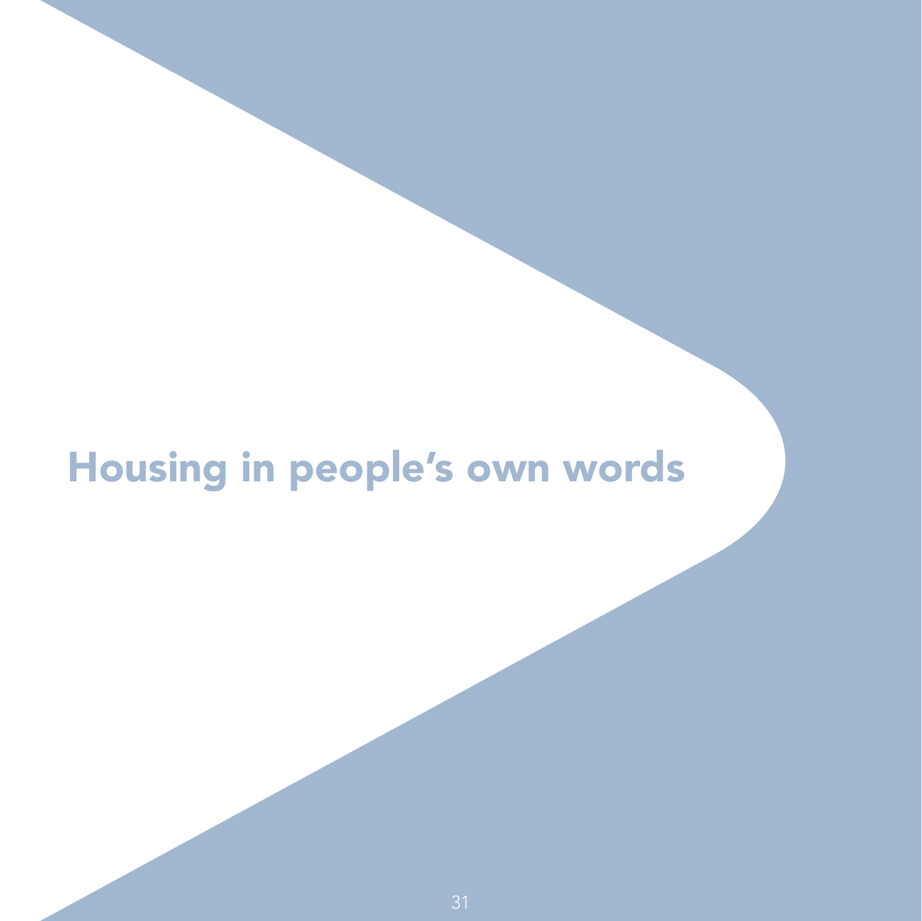# Housing in people's own words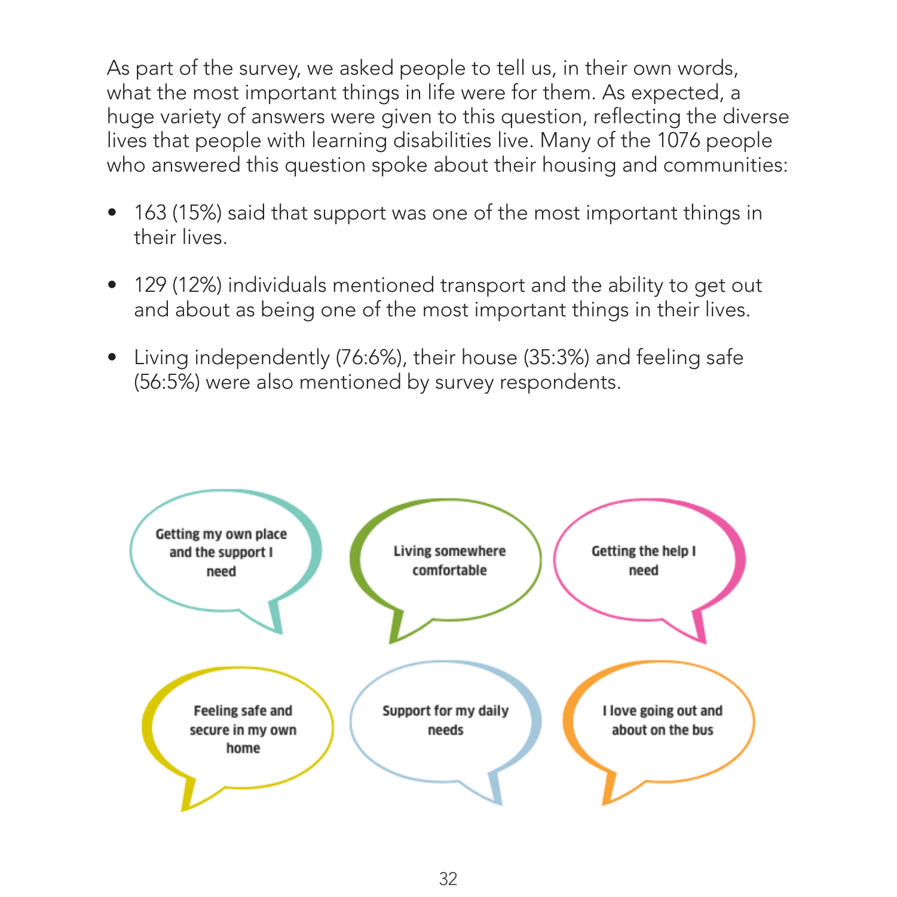As part of the survey, we asked people to tell us, in their own words, what the most important things in life were for them. As expected, a huge variety of answers were given to this question, reflecting the diverse lives that people with learning disabilities live. Many of the 1076 people who answered this question spoke about their housing and communities:

- 163 (15%) said that support was one of the most important things in their lives.
- 129 (12%) individuals mentioned transport and the ability to get out and about as being one of the most important things in their lives.
- Living independently (76:6%), their house (35:3%) and feeling safe (56:5%) were also mentioned by survey respondents.

Getting my own place and the support I need

Living somewhere comfortable

Getting the help I need

Feeling safe and secure in my own home

Support for my daily needs

I love going out and about on the bus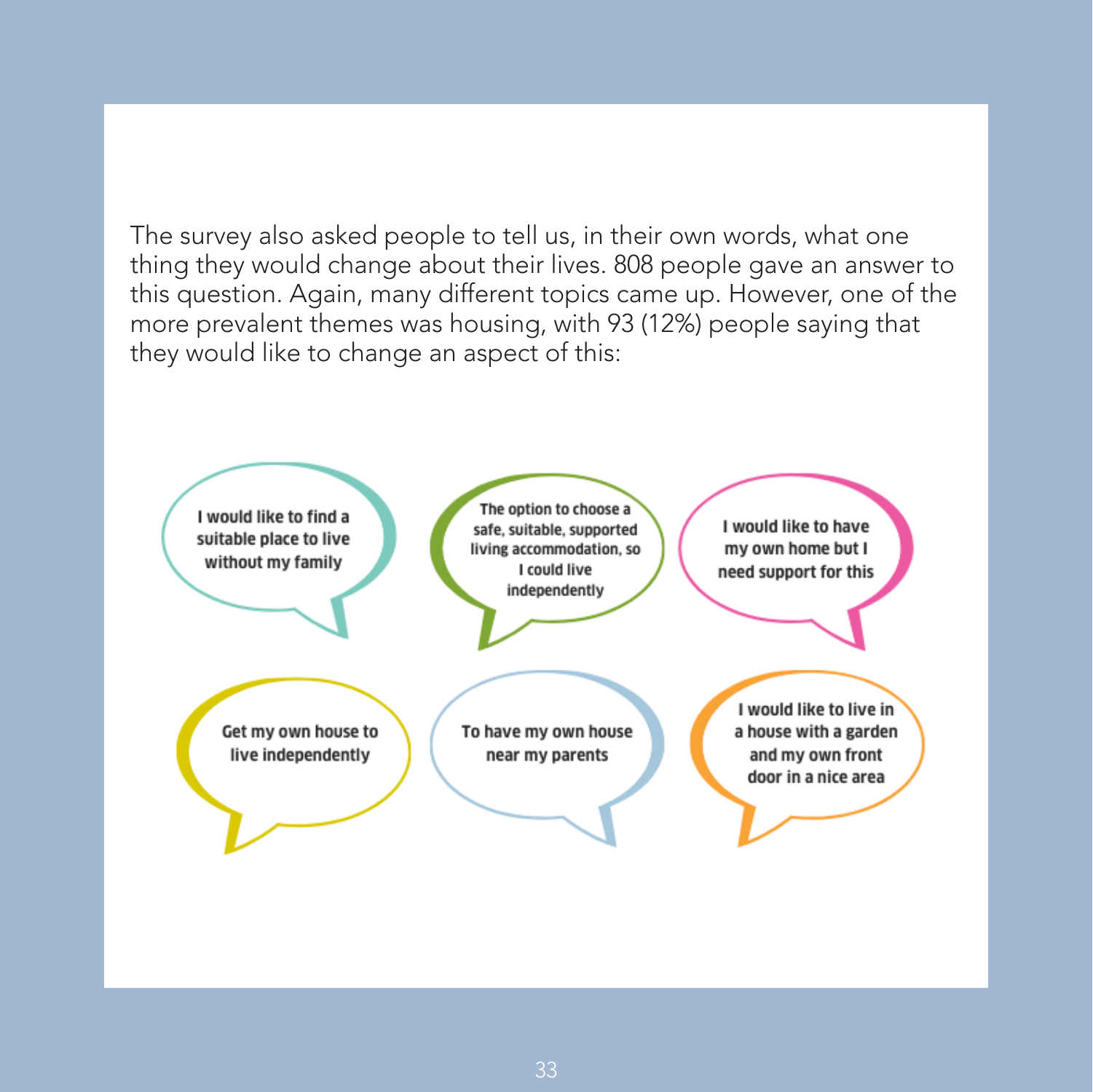The survey also asked people to tell us, in their own words, what one thing they would change about their lives. 808 people gave an answer to this question. Again, many different topics came up. However, one of the more prevalent themes was housing, with 93 (12%) people saying that they would like to change an aspect of this:

> I would like to find a suitable place to live without my family

> The option to choose a safe, suitable, supported living accommodation, so I could live independently

> I would like to have my own home but I need support for this

> Get my own house to live independently

> To have my own house near my parents

> I would like to live in a house with a garden and my own front door in a nice area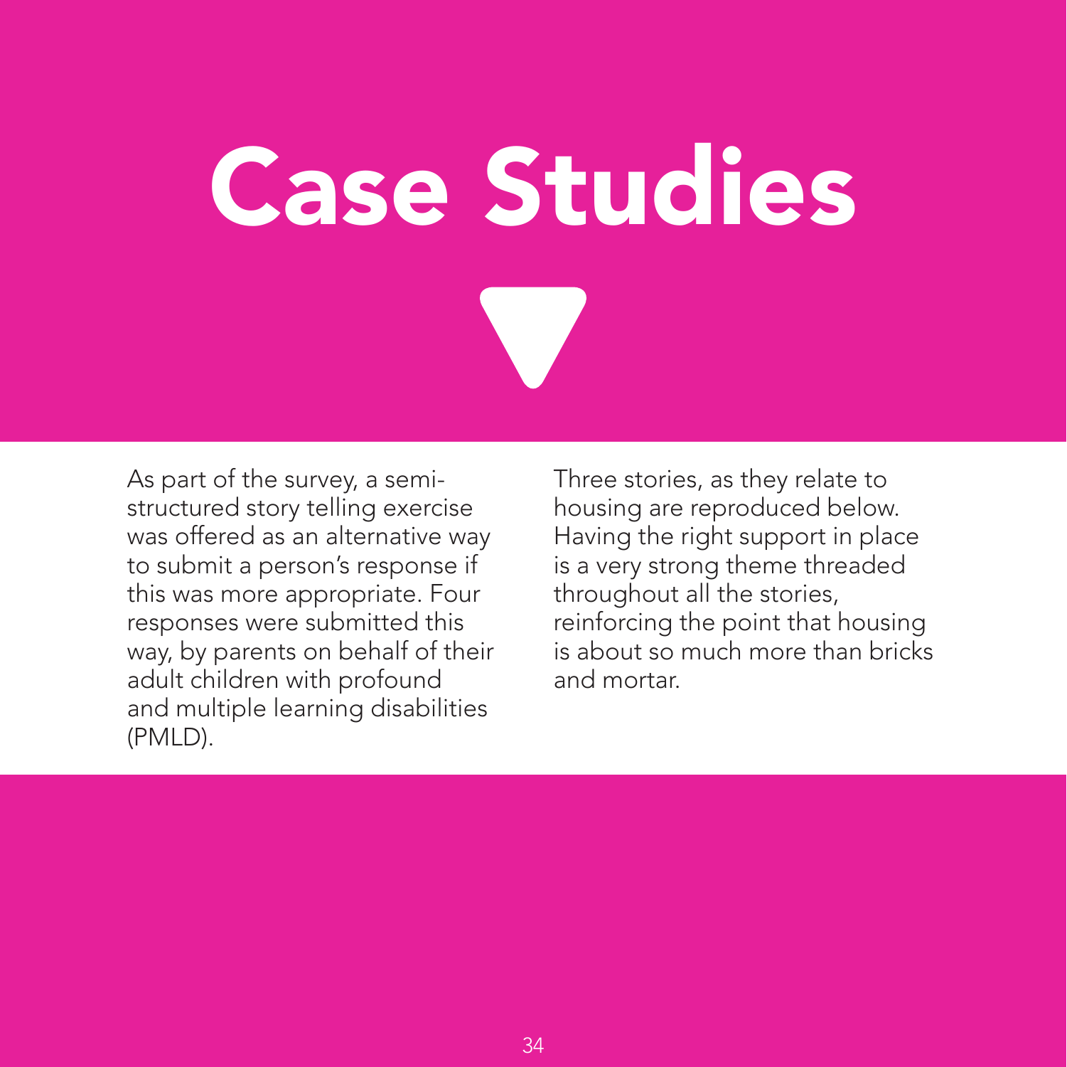# Case Studies

As part of the survey, a semi-structured story telling exercise was offered as an alternative way to submit a person's response if this was more appropriate. Four responses were submitted this way, by parents on behalf of their adult children with profound and multiple learning disabilities (PMLD).

Three stories, as they relate to housing are reproduced below. Having the right support in place is a very strong theme threaded throughout all the stories, reinforcing the point that housing is about so much more than bricks and mortar.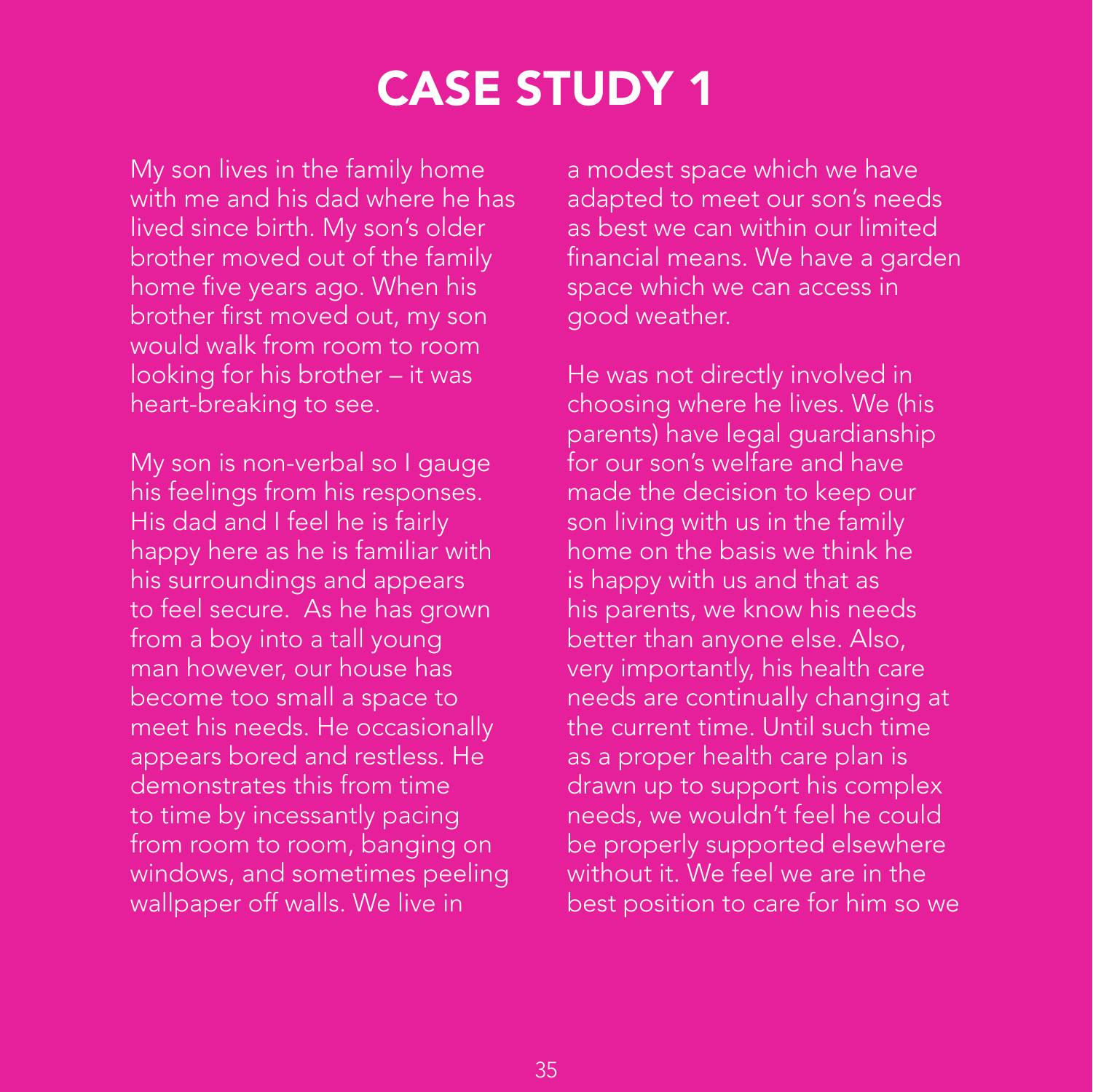# CASE STUDY 1

My son lives in the family home with me and his dad where he has lived since birth. My son's older brother moved out of the family home five years ago. When his brother first moved out, my son would walk from room to room looking for his brother – it was heart-breaking to see.

My son is non-verbal so I gauge his feelings from his responses. His dad and I feel he is fairly happy here as he is familiar with his surroundings and appears to feel secure. As he has grown from a boy into a tall young man however, our house has become too small a space to meet his needs. He occasionally appears bored and restless. He demonstrates this from time to time by incessantly pacing from room to room, banging on windows, and sometimes peeling wallpaper off walls. We live in a modest space which we have adapted to meet our son's needs as best we can within our limited financial means. We have a garden space which we can access in good weather.

He was not directly involved in choosing where he lives. We (his parents) have legal guardianship for our son's welfare and have made the decision to keep our son living with us in the family home on the basis we think he is happy with us and that as his parents, we know his needs better than anyone else. Also, very importantly, his health care needs are continually changing at the current time. Until such time as a proper health care plan is drawn up to support his complex needs, we wouldn't feel he could be properly supported elsewhere without it. We feel we are in the best position to care for him so we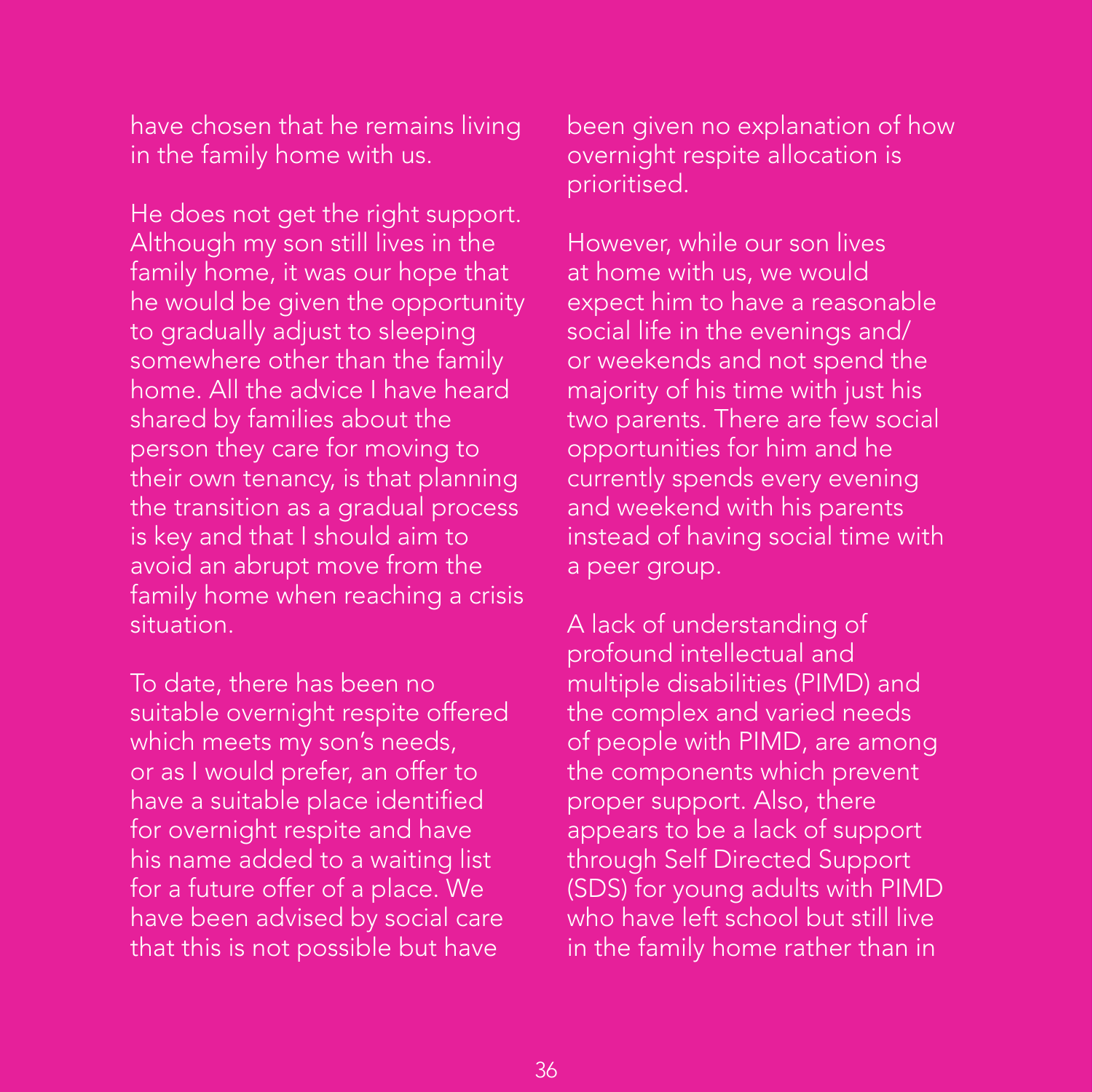have chosen that he remains living in the family home with us.

He does not get the right support. Although my son still lives in the family home, it was our hope that he would be given the opportunity to gradually adjust to sleeping somewhere other than the family home. All the advice I have heard shared by families about the person they care for moving to their own tenancy, is that planning the transition as a gradual process is key and that I should aim to avoid an abrupt move from the family home when reaching a crisis situation.

To date, there has been no suitable overnight respite offered which meets my son's needs, or as I would prefer, an offer to have a suitable place identified for overnight respite and have his name added to a waiting list for a future offer of a place. We have been advised by social care that this is not possible but have been given no explanation of how overnight respite allocation is prioritised.

However, while our son lives at home with us, we would expect him to have a reasonable social life in the evenings and/or weekends and not spend the majority of his time with just his two parents. There are few social opportunities for him and he currently spends every evening and weekend with his parents instead of having social time with a peer group.

A lack of understanding of profound intellectual and multiple disabilities (PIMD) and the complex and varied needs of people with PIMD, are among the components which prevent proper support. Also, there appears to be a lack of support through Self Directed Support (SDS) for young adults with PIMD who have left school but still live in the family home rather than in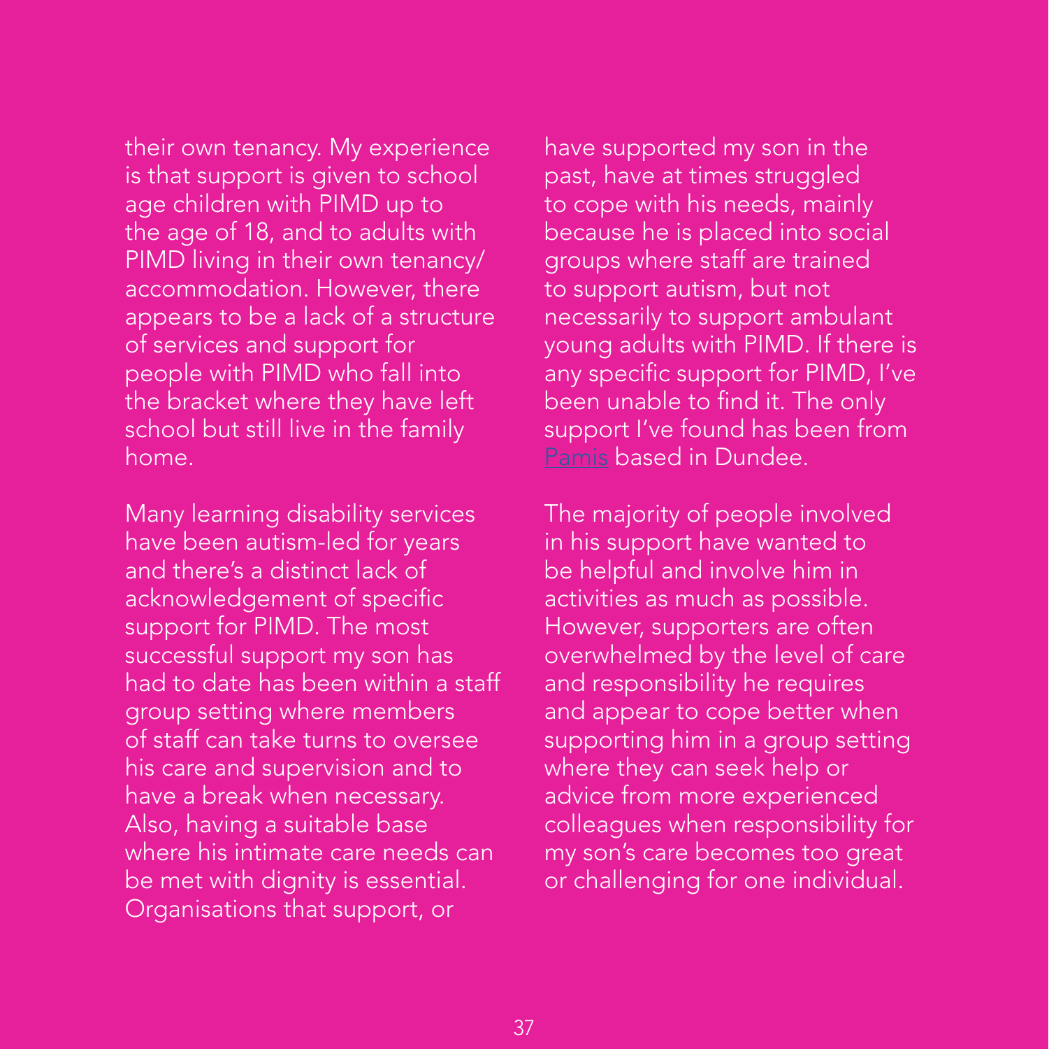their own tenancy. My experience is that support is given to school age children with PIMD up to the age of 18, and to adults with PIMD living in their own tenancy/accommodation. However, there appears to be a lack of a structure of services and support for people with PIMD who fall into the bracket where they have left school but still live in the family home.

Many learning disability services have been autism-led for years and there's a distinct lack of acknowledgement of specific support for PIMD. The most successful support my son has had to date has been within a staff group setting where members of staff can take turns to oversee his care and supervision and to have a break when necessary. Also, having a suitable base where his intimate care needs can be met with dignity is essential. Organisations that support, or have supported my son in the past, have at times struggled to cope with his needs, mainly because he is placed into social groups where staff are trained to support autism, but not necessarily to support ambulant young adults with PIMD. If there is any specific support for PIMD, I've been unable to find it. The only support I've found has been from Pamis based in Dundee.

The majority of people involved in his support have wanted to be helpful and involve him in activities as much as possible. However, supporters are often overwhelmed by the level of care and responsibility he requires and appear to cope better when supporting him in a group setting where they can seek help or advice from more experienced colleagues when responsibility for my son's care becomes too great or challenging for one individual.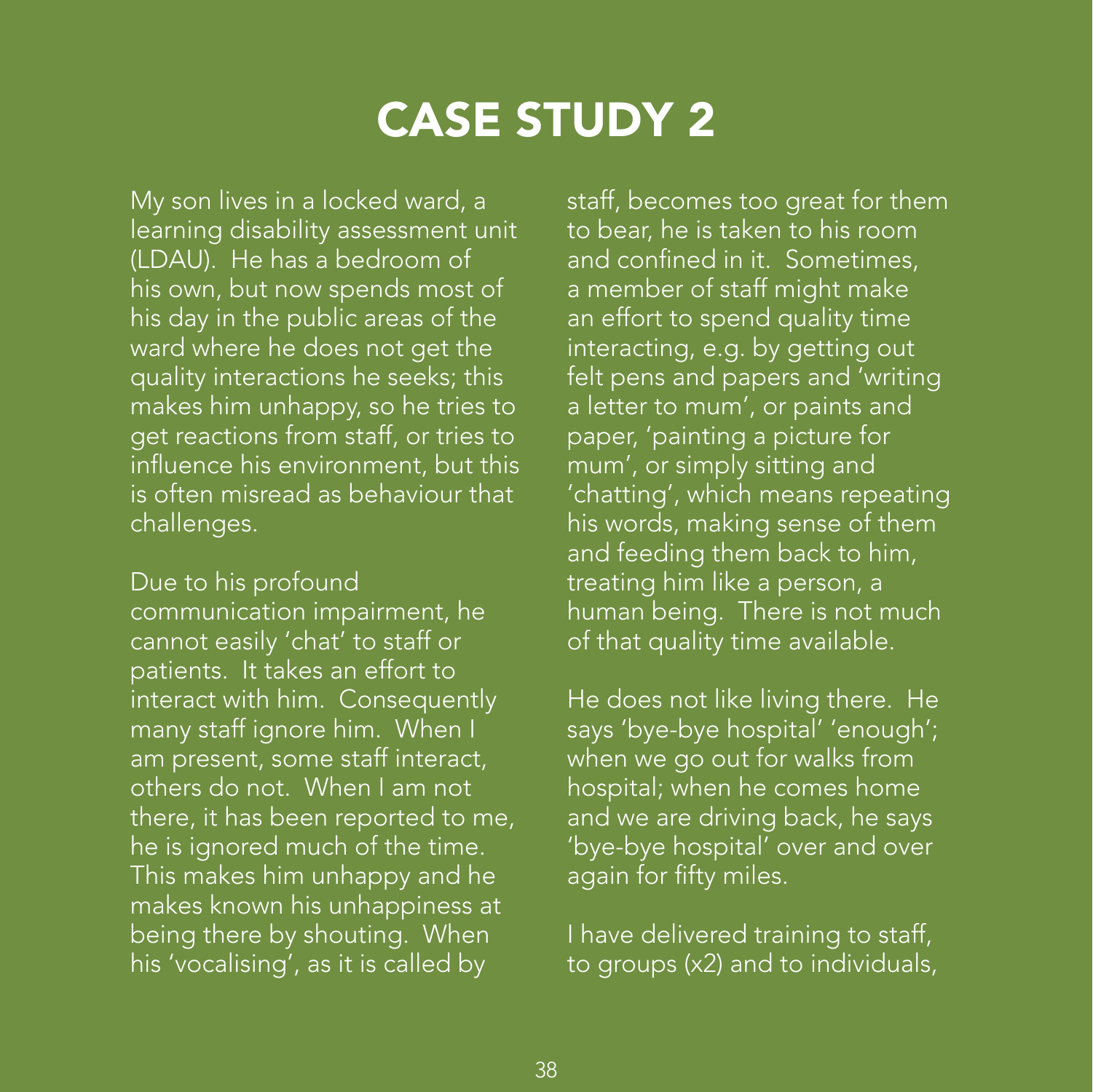# CASE STUDY 2

My son lives in a locked ward, a learning disability assessment unit (LDAU). He has a bedroom of his own, but now spends most of his day in the public areas of the ward where he does not get the quality interactions he seeks; this makes him unhappy, so he tries to get reactions from staff, or tries to influence his environment, but this is often misread as behaviour that challenges.

Due to his profound communication impairment, he cannot easily 'chat' to staff or patients. It takes an effort to interact with him. Consequently many staff ignore him. When I am present, some staff interact, others do not. When I am not there, it has been reported to me, he is ignored much of the time. This makes him unhappy and he makes known his unhappiness at being there by shouting. When his 'vocalising', as it is called by staff, becomes too great for them to bear, he is taken to his room and confined in it. Sometimes, a member of staff might make an effort to spend quality time interacting, e.g. by getting out felt pens and papers and 'writing a letter to mum', or paints and paper, 'painting a picture for mum', or simply sitting and 'chatting', which means repeating his words, making sense of them and feeding them back to him, treating him like a person, a human being. There is not much of that quality time available.

He does not like living there. He says 'bye-bye hospital' 'enough'; when we go out for walks from hospital; when he comes home and we are driving back, he says 'bye-bye hospital' over and over again for fifty miles.

I have delivered training to staff, to groups (x2) and to individuals,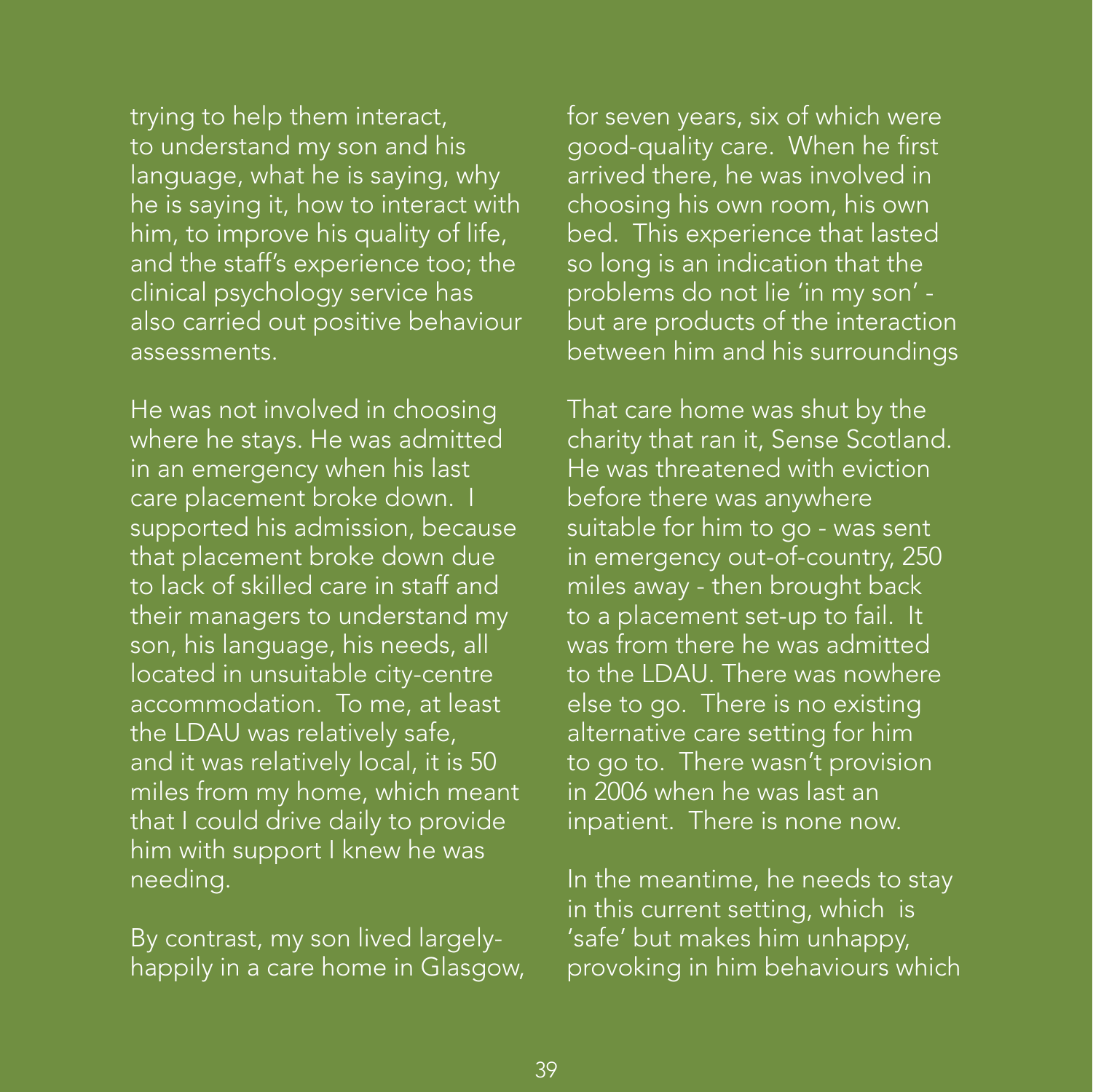trying to help them interact, to understand my son and his language, what he is saying, why he is saying it, how to interact with him, to improve his quality of life, and the staff's experience too; the clinical psychology service has also carried out positive behaviour assessments.

He was not involved in choosing where he stays. He was admitted in an emergency when his last care placement broke down. I supported his admission, because that placement broke down due to lack of skilled care in staff and their managers to understand my son, his language, his needs, all located in unsuitable city-centre accommodation. To me, at least the LDAU was relatively safe, and it was relatively local, it is 50 miles from my home, which meant that I could drive daily to provide him with support I knew he was needing.

By contrast, my son lived largely-happily in a care home in Glasgow, for seven years, six of which were good-quality care. When he first arrived there, he was involved in choosing his own room, his own bed. This experience that lasted so long is an indication that the problems do not lie 'in my son' - but are products of the interaction between him and his surroundings

That care home was shut by the charity that ran it, Sense Scotland. He was threatened with eviction before there was anywhere suitable for him to go - was sent in emergency out-of-country, 250 miles away - then brought back to a placement set-up to fail. It was from there he was admitted to the LDAU. There was nowhere else to go. There is no existing alternative care setting for him to go to. There wasn't provision in 2006 when he was last an inpatient. There is none now.

In the meantime, he needs to stay in this current setting, which is 'safe' but makes him unhappy, provoking in him behaviours which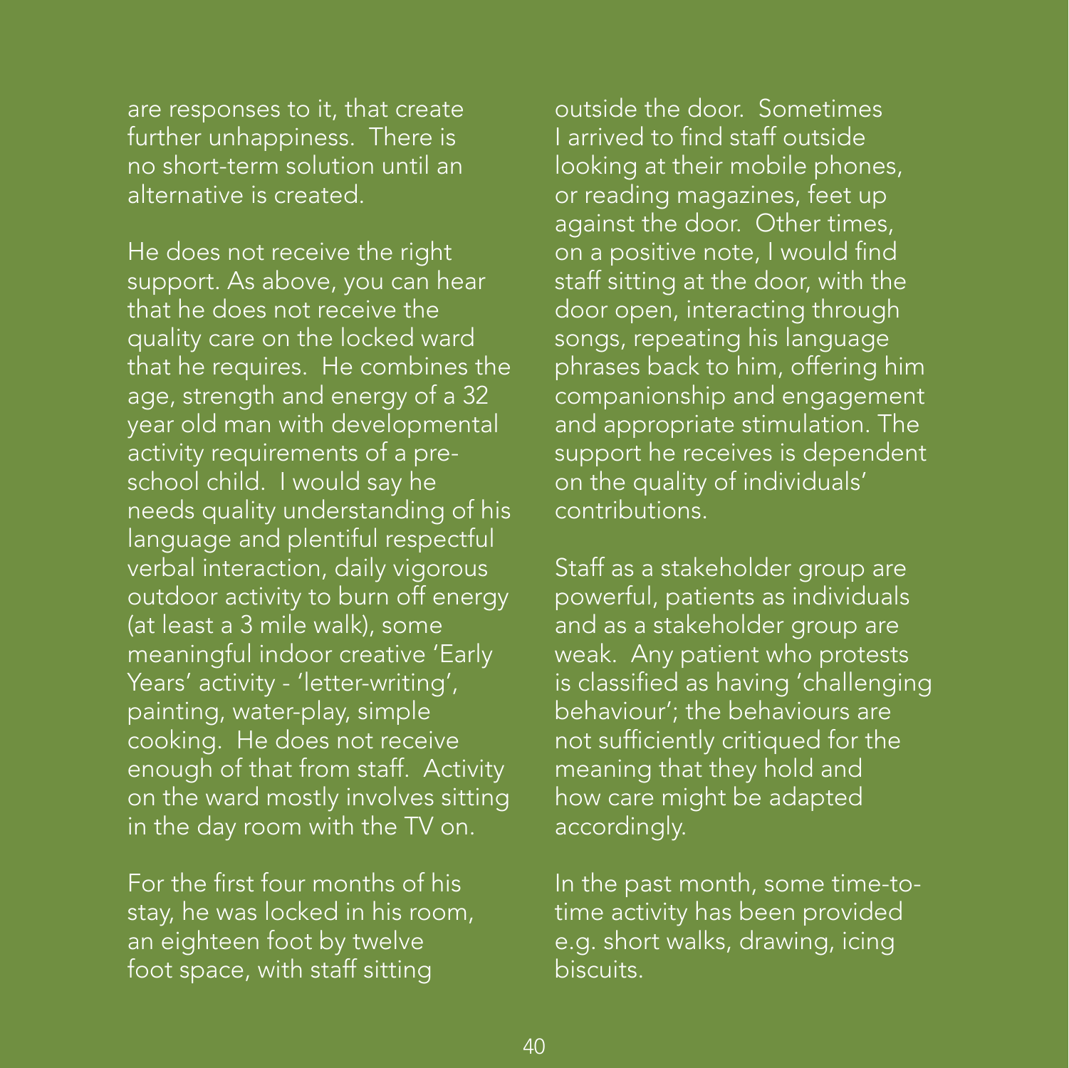are responses to it, that create further unhappiness. There is no short-term solution until an alternative is created.

He does not receive the right support. As above, you can hear that he does not receive the quality care on the locked ward that he requires. He combines the age, strength and energy of a 32 year old man with developmental activity requirements of a pre-school child. I would say he needs quality understanding of his language and plentiful respectful verbal interaction, daily vigorous outdoor activity to burn off energy (at least a 3 mile walk), some meaningful indoor creative 'Early Years' activity - 'letter-writing', painting, water-play, simple cooking. He does not receive enough of that from staff. Activity on the ward mostly involves sitting in the day room with the TV on.

For the first four months of his stay, he was locked in his room, an eighteen foot by twelve foot space, with staff sitting outside the door. Sometimes I arrived to find staff outside looking at their mobile phones, or reading magazines, feet up against the door. Other times, on a positive note, I would find staff sitting at the door, with the door open, interacting through songs, repeating his language phrases back to him, offering him companionship and engagement and appropriate stimulation. The support he receives is dependent on the quality of individuals' contributions.

Staff as a stakeholder group are powerful, patients as individuals and as a stakeholder group are weak. Any patient who protests is classified as having 'challenging behaviour'; the behaviours are not sufficiently critiqued for the meaning that they hold and how care might be adapted accordingly.

In the past month, some time-to-time activity has been provided e.g. short walks, drawing, icing biscuits.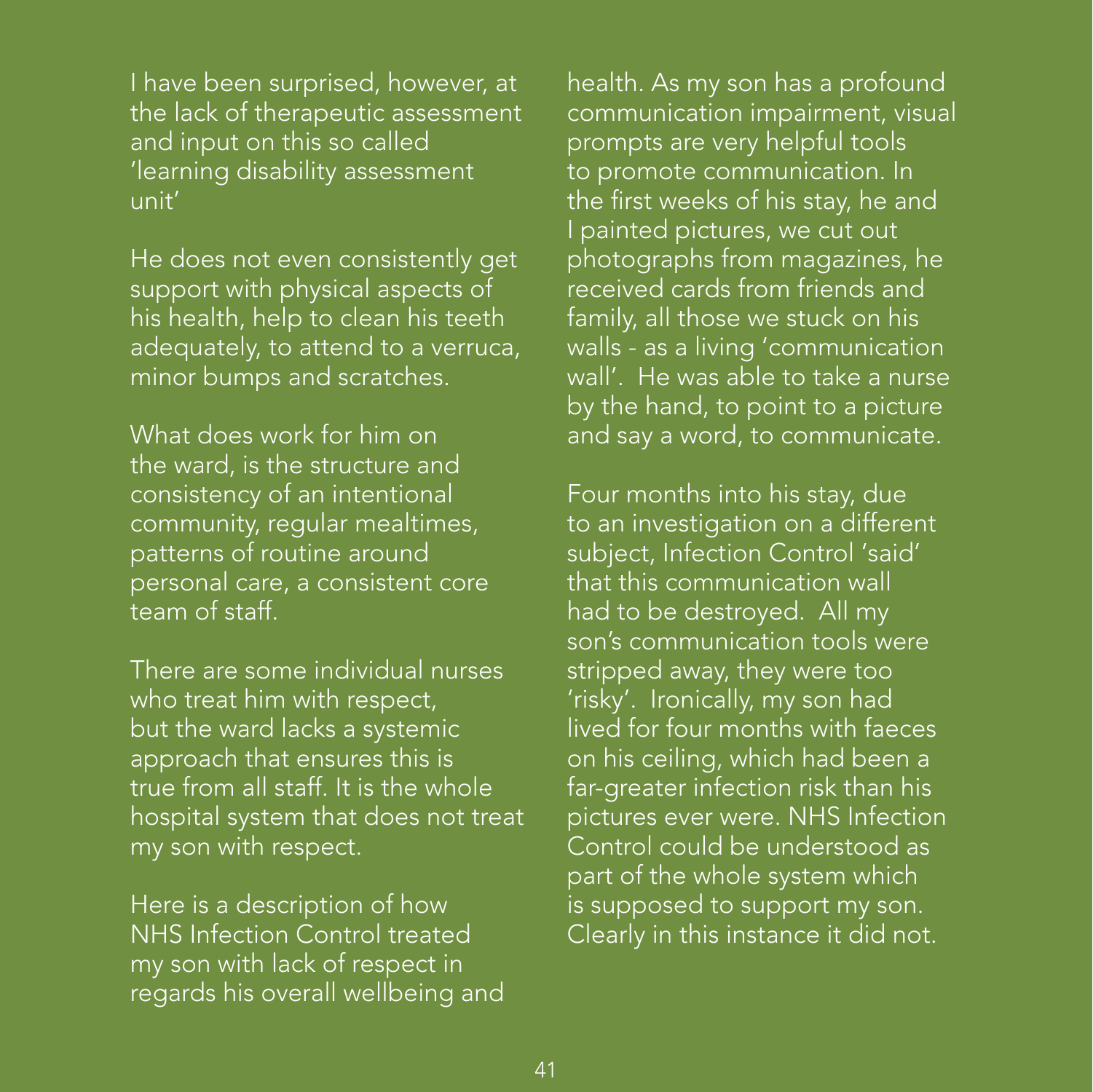I have been surprised, however, at the lack of therapeutic assessment and input on this so called 'learning disability assessment unit'

He does not even consistently get support with physical aspects of his health, help to clean his teeth adequately, to attend to a verruca, minor bumps and scratches.

What does work for him on the ward, is the structure and consistency of an intentional community, regular mealtimes, patterns of routine around personal care, a consistent core team of staff.

There are some individual nurses who treat him with respect, but the ward lacks a systemic approach that ensures this is true from all staff. It is the whole hospital system that does not treat my son with respect.

Here is a description of how NHS Infection Control treated my son with lack of respect in regards his overall wellbeing and health. As my son has a profound communication impairment, visual prompts are very helpful tools to promote communication. In the first weeks of his stay, he and I painted pictures, we cut out photographs from magazines, he received cards from friends and family, all those we stuck on his walls - as a living 'communication wall'. He was able to take a nurse by the hand, to point to a picture and say a word, to communicate.

Four months into his stay, due to an investigation on a different subject, Infection Control 'said' that this communication wall had to be destroyed. All my son's communication tools were stripped away, they were too 'risky'. Ironically, my son had lived for four months with faeces on his ceiling, which had been a far-greater infection risk than his pictures ever were. NHS Infection Control could be understood as part of the whole system which is supposed to support my son. Clearly in this instance it did not.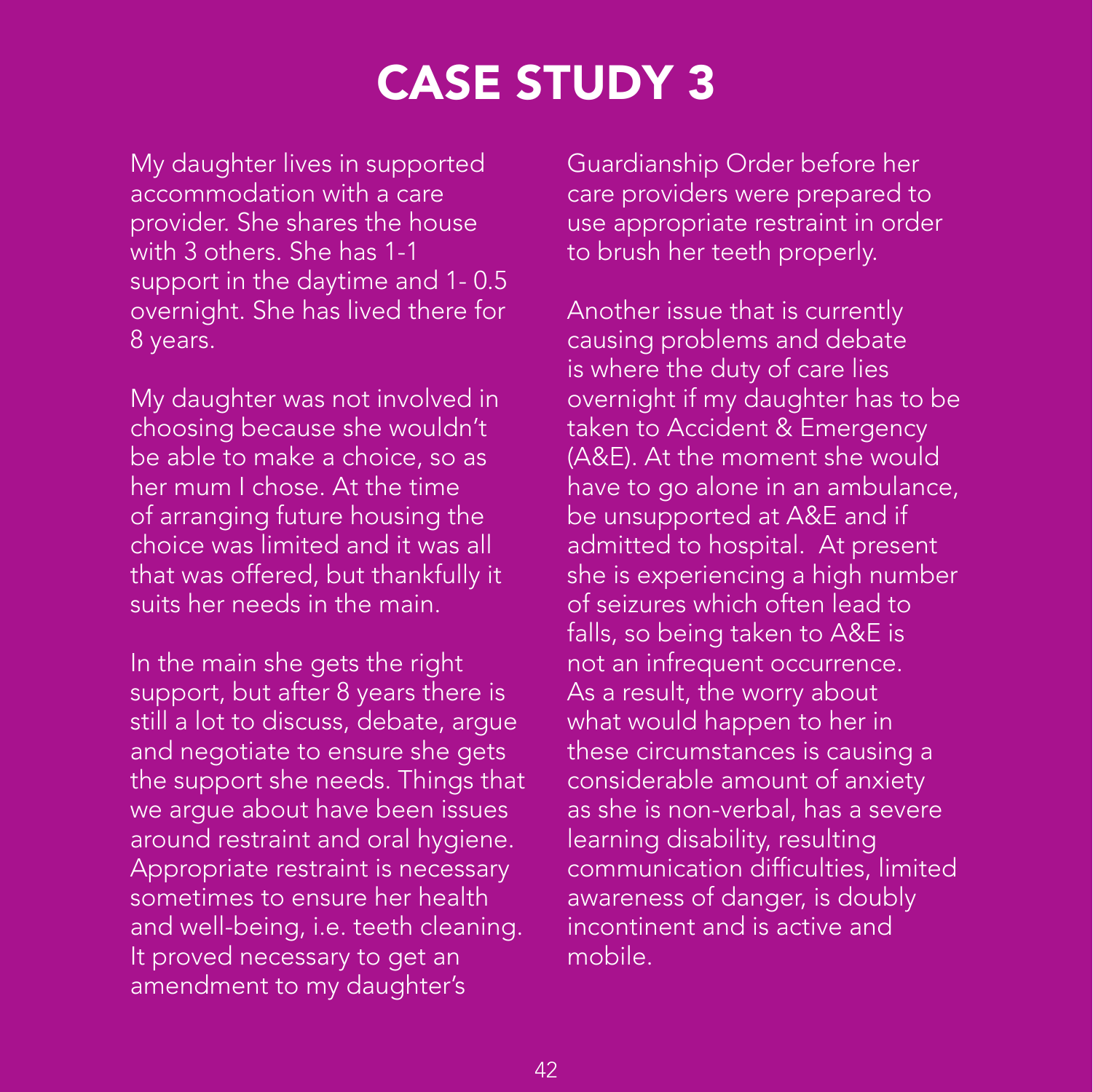# CASE STUDY 3

My daughter lives in supported accommodation with a care provider. She shares the house with 3 others. She has 1-1 support in the daytime and 1- 0.5 overnight. She has lived there for 8 years.

My daughter was not involved in choosing because she wouldn't be able to make a choice, so as her mum I chose. At the time of arranging future housing the choice was limited and it was all that was offered, but thankfully it suits her needs in the main.

In the main she gets the right support, but after 8 years there is still a lot to discuss, debate, argue and negotiate to ensure she gets the support she needs. Things that we argue about have been issues around restraint and oral hygiene. Appropriate restraint is necessary sometimes to ensure her health and well-being, i.e. teeth cleaning. It proved necessary to get an amendment to my daughter's Guardianship Order before her care providers were prepared to use appropriate restraint in order to brush her teeth properly.

Another issue that is currently causing problems and debate is where the duty of care lies overnight if my daughter has to be taken to Accident & Emergency (A&E). At the moment she would have to go alone in an ambulance, be unsupported at A&E and if admitted to hospital. At present she is experiencing a high number of seizures which often lead to falls, so being taken to A&E is not an infrequent occurrence. As a result, the worry about what would happen to her in these circumstances is causing a considerable amount of anxiety as she is non-verbal, has a severe learning disability, resulting communication difficulties, limited awareness of danger, is doubly incontinent and is active and mobile.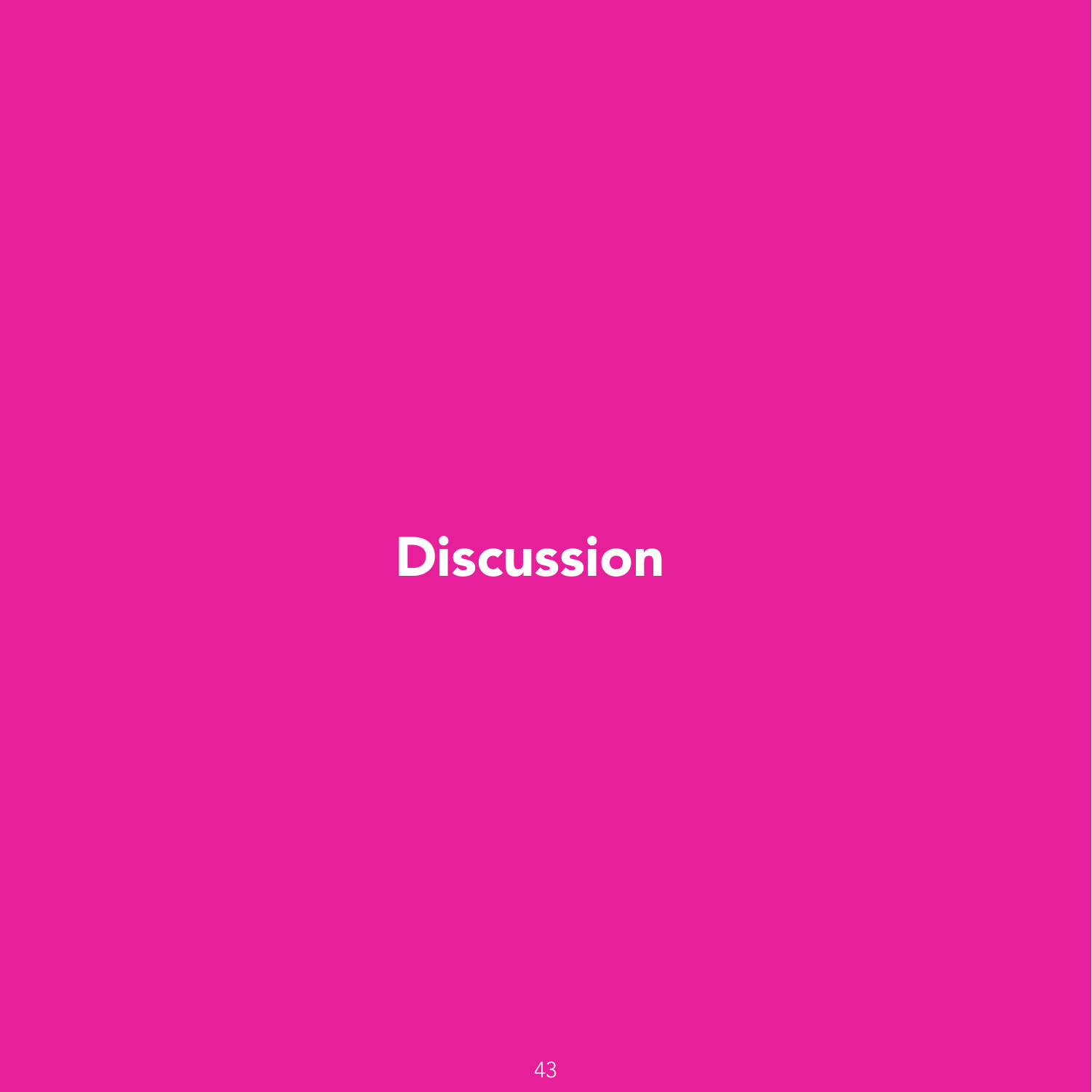# Discussion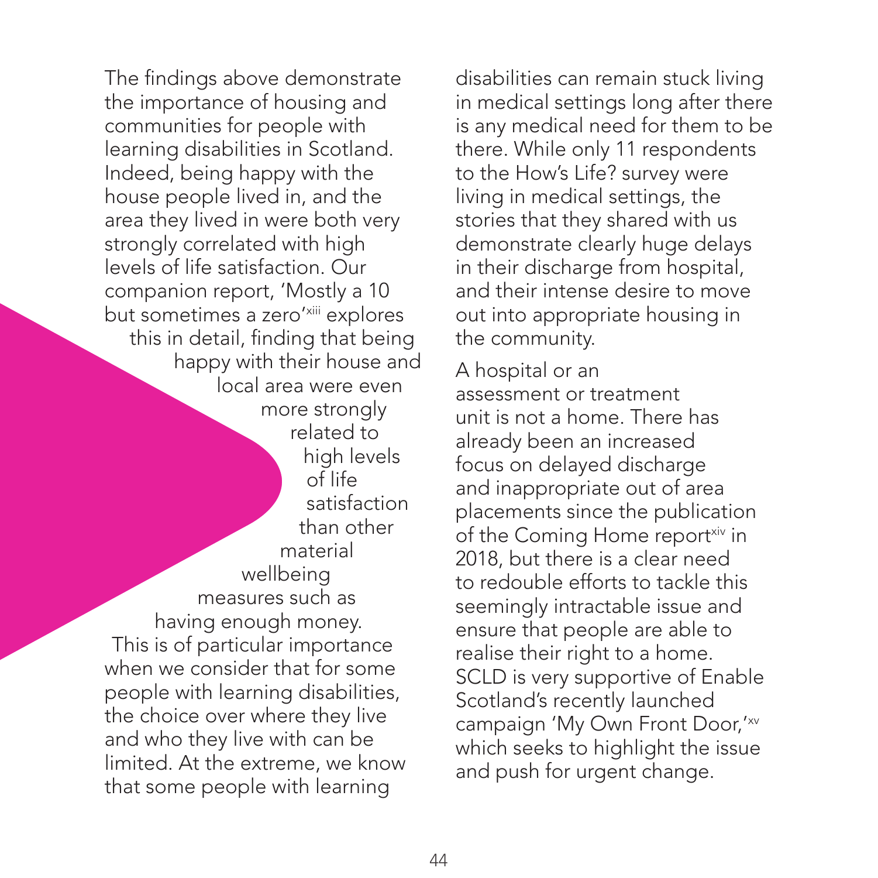The findings above demonstrate the importance of housing and communities for people with learning disabilities in Scotland. Indeed, being happy with the house people lived in, and the area they lived in were both very strongly correlated with high levels of life satisfaction. Our companion report, 'Mostly a 10 but sometimes a zero'[xiii] explores this in detail, finding that being happy with their house and local area were even more strongly related to high levels of life satisfaction than other material wellbeing measures such as having enough money. This is of particular importance when we consider that for some people with learning disabilities, the choice over where they live and who they live with can be limited. At the extreme, we know that some people with learning disabilities can remain stuck living in medical settings long after there is any medical need for them to be there. While only 11 respondents to the How's Life? survey were living in medical settings, the stories that they shared with us demonstrate clearly huge delays in their discharge from hospital, and their intense desire to move out into appropriate housing in the community.

A hospital or an assessment or treatment unit is not a home. There has already been an increased focus on delayed discharge and inappropriate out of area placements since the publication of the Coming Home report[xiv] in 2018, but there is a clear need to redouble efforts to tackle this seemingly intractable issue and ensure that people are able to realise their right to a home. SCLD is very supportive of Enable Scotland's recently launched campaign 'My Own Front Door,'[xv] which seeks to highlight the issue and push for urgent change.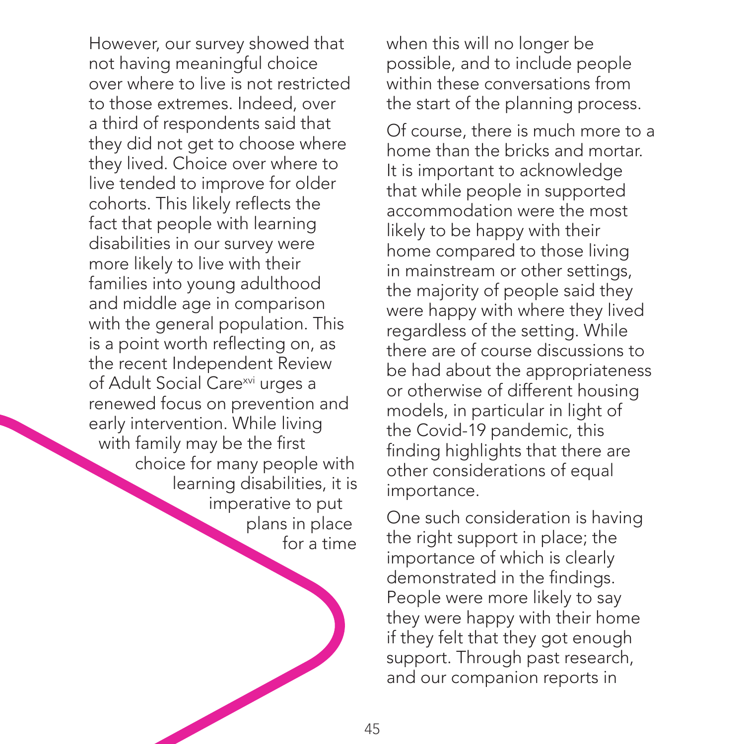However, our survey showed that not having meaningful choice over where to live is not restricted to those extremes. Indeed, over a third of respondents said that they did not get to choose where they lived. Choice over where to live tended to improve for older cohorts. This likely reflects the fact that people with learning disabilities in our survey were more likely to live with their families into young adulthood and middle age in comparison with the general population. This is a point worth reflecting on, as the recent Independent Review of Adult Social Care[xvi] urges a renewed focus on prevention and early intervention. While living with family may be the first choice for many people with learning disabilities, it is imperative to put plans in place for a time when this will no longer be possible, and to include people within these conversations from the start of the planning process.

Of course, there is much more to a home than the bricks and mortar. It is important to acknowledge that while people in supported accommodation were the most likely to be happy with their home compared to those living in mainstream or other settings, the majority of people said they were happy with where they lived regardless of the setting. While there are of course discussions to be had about the appropriateness or otherwise of different housing models, in particular in light of the Covid-19 pandemic, this finding highlights that there are other considerations of equal importance.

One such consideration is having the right support in place; the importance of which is clearly demonstrated in the findings. People were more likely to say they were happy with their home if they felt that they got enough support. Through past research, and our companion reports in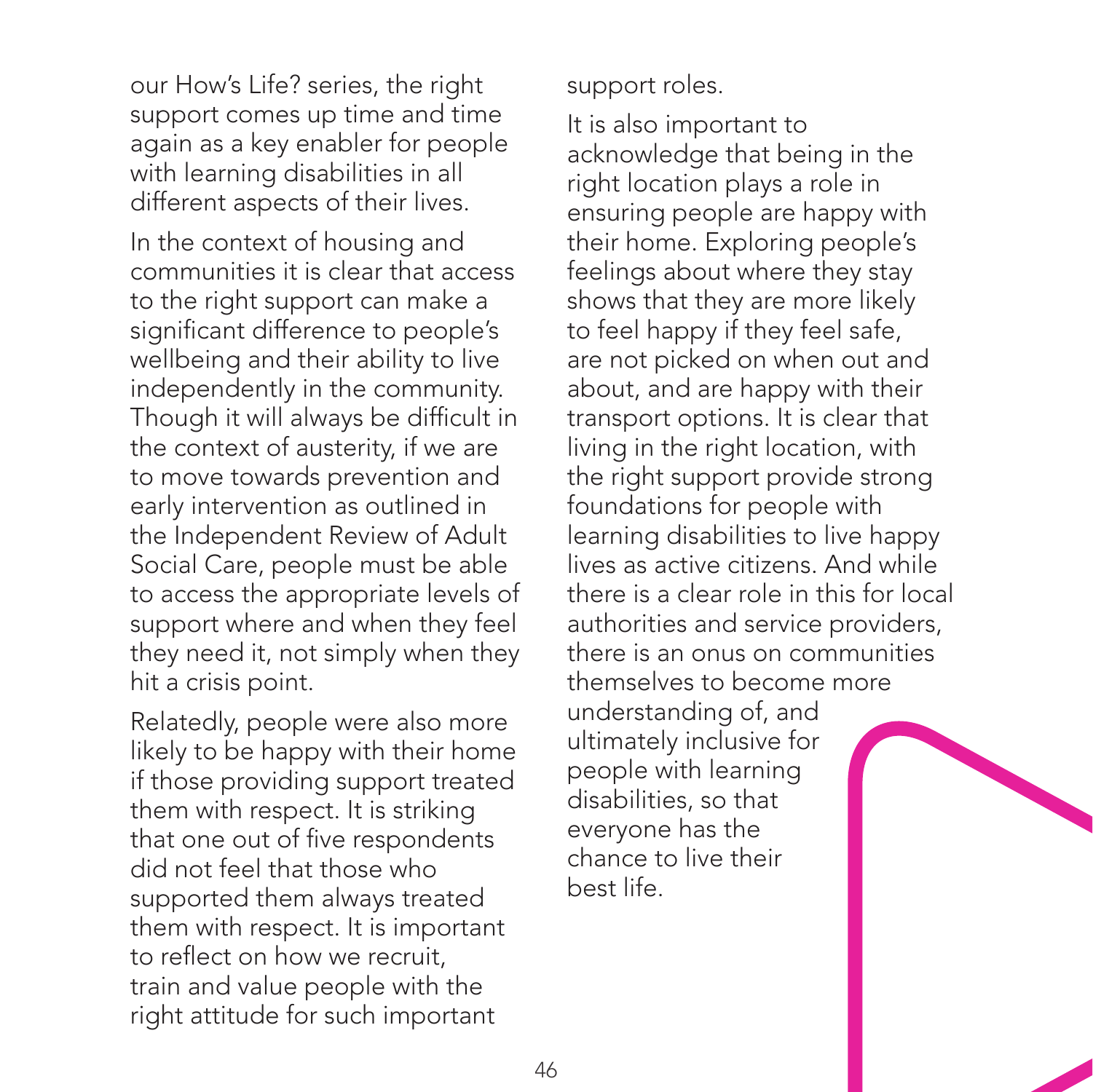our How's Life? series, the right support comes up time and time again as a key enabler for people with learning disabilities in all different aspects of their lives.

In the context of housing and communities it is clear that access to the right support can make a significant difference to people's wellbeing and their ability to live independently in the community. Though it will always be difficult in the context of austerity, if we are to move towards prevention and early intervention as outlined in the Independent Review of Adult Social Care, people must be able to access the appropriate levels of support where and when they feel they need it, not simply when they hit a crisis point.

Relatedly, people were also more likely to be happy with their home if those providing support treated them with respect. It is striking that one out of five respondents did not feel that those who supported them always treated them with respect. It is important to reflect on how we recruit, train and value people with the right attitude for such important support roles.

It is also important to acknowledge that being in the right location plays a role in ensuring people are happy with their home. Exploring people's feelings about where they stay shows that they are more likely to feel happy if they feel safe, are not picked on when out and about, and are happy with their transport options. It is clear that living in the right location, with the right support provide strong foundations for people with learning disabilities to live happy lives as active citizens. And while there is a clear role in this for local authorities and service providers, there is an onus on communities themselves to become more understanding of, and ultimately inclusive for people with learning disabilities, so that everyone has the chance to live their best life.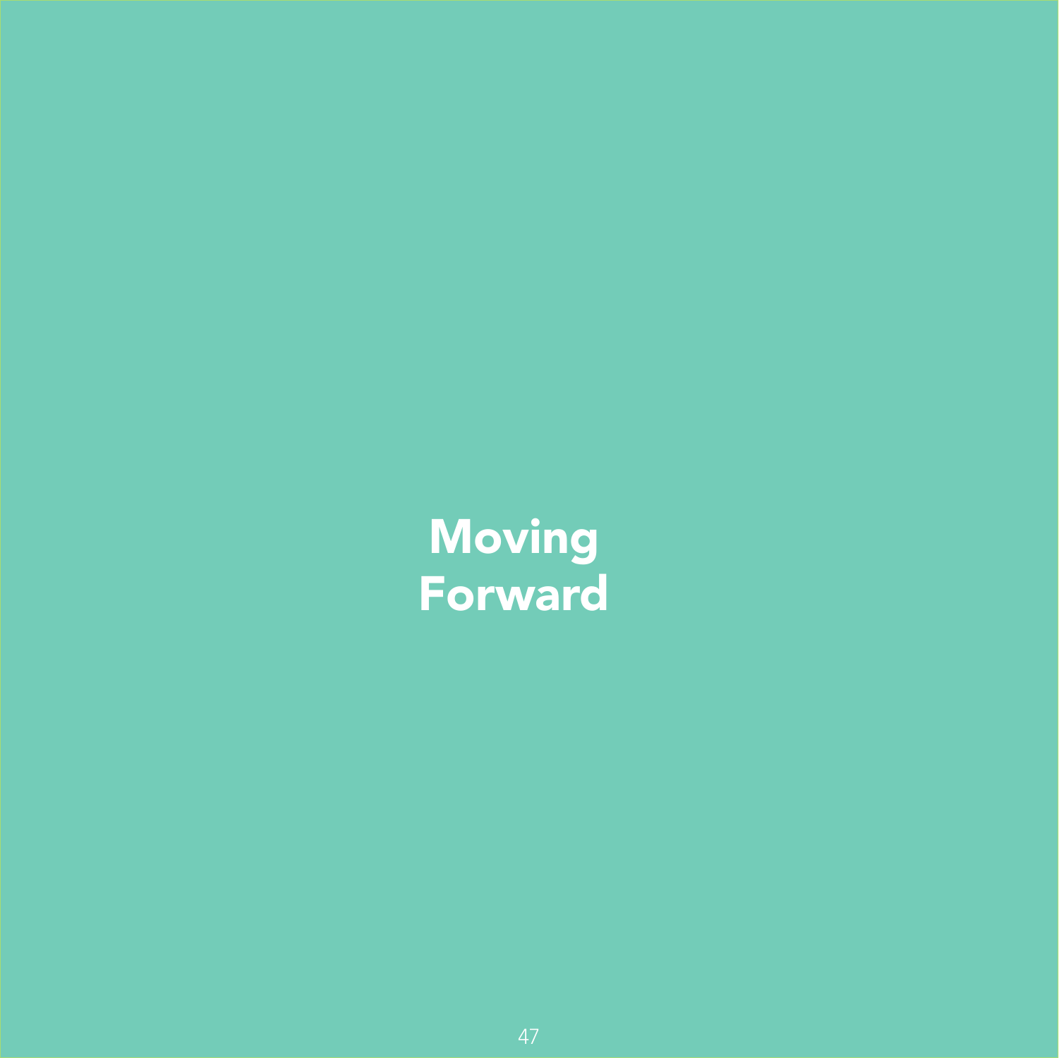# Moving Forward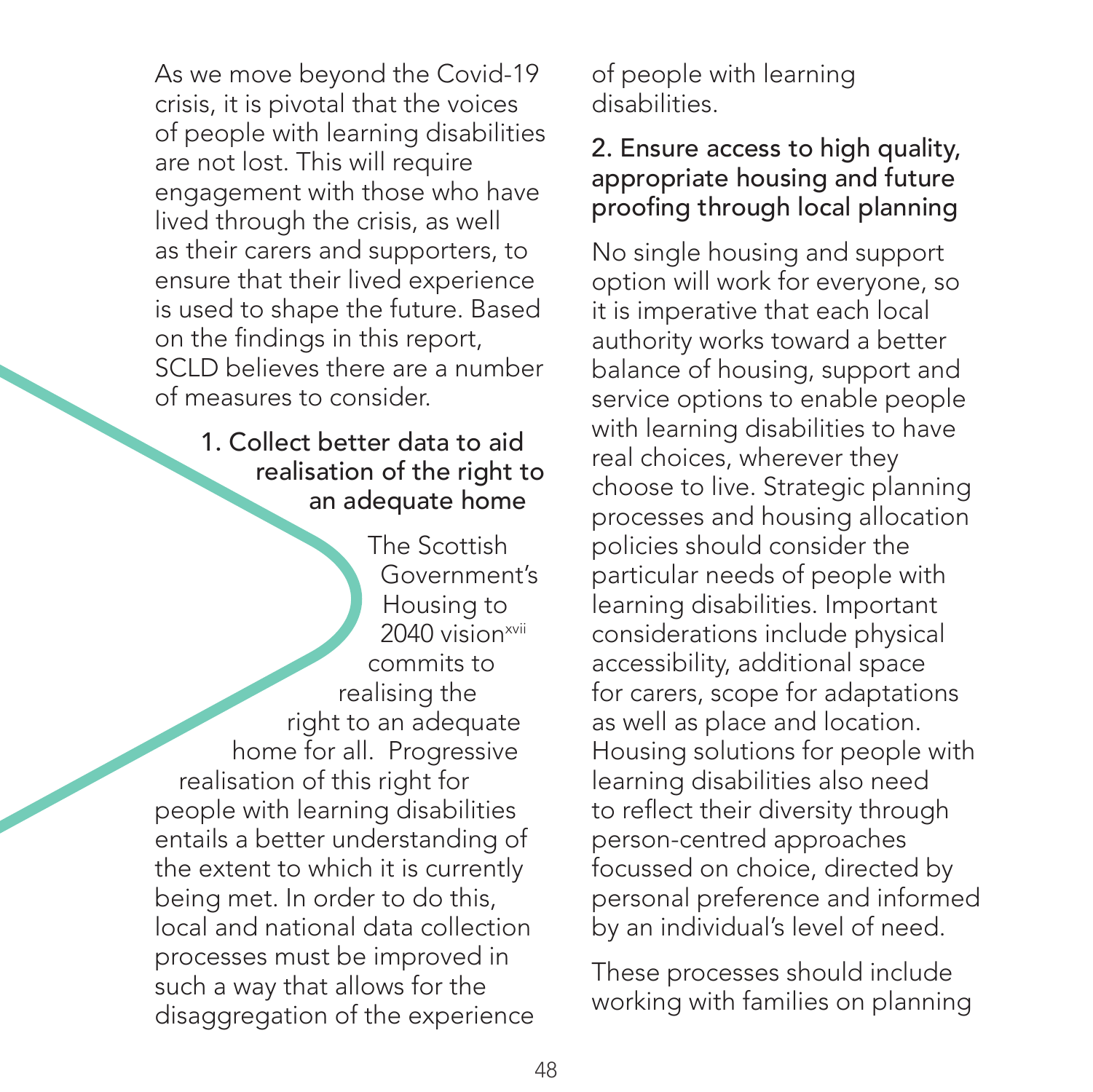As we move beyond the Covid-19 crisis, it is pivotal that the voices of people with learning disabilities are not lost. This will require engagement with those who have lived through the crisis, as well as their carers and supporters, to ensure that their lived experience is used to shape the future. Based on the findings in this report, SCLD believes there are a number of measures to consider.

### 1. Collect better data to aid realisation of the right to an adequate home

The Scottish Government's Housing to 2040 vision[xvii] commits to realising the right to an adequate home for all. Progressive realisation of this right for people with learning disabilities entails a better understanding of the extent to which it is currently being met. In order to do this, local and national data collection processes must be improved in such a way that allows for the disaggregation of the experience of people with learning disabilities.

### 2. Ensure access to high quality, appropriate housing and future proofing through local planning

No single housing and support option will work for everyone, so it is imperative that each local authority works toward a better balance of housing, support and service options to enable people with learning disabilities to have real choices, wherever they choose to live. Strategic planning processes and housing allocation policies should consider the particular needs of people with learning disabilities. Important considerations include physical accessibility, additional space for carers, scope for adaptations as well as place and location. Housing solutions for people with learning disabilities also need to reflect their diversity through person-centred approaches focussed on choice, directed by personal preference and informed by an individual's level of need.

These processes should include working with families on planning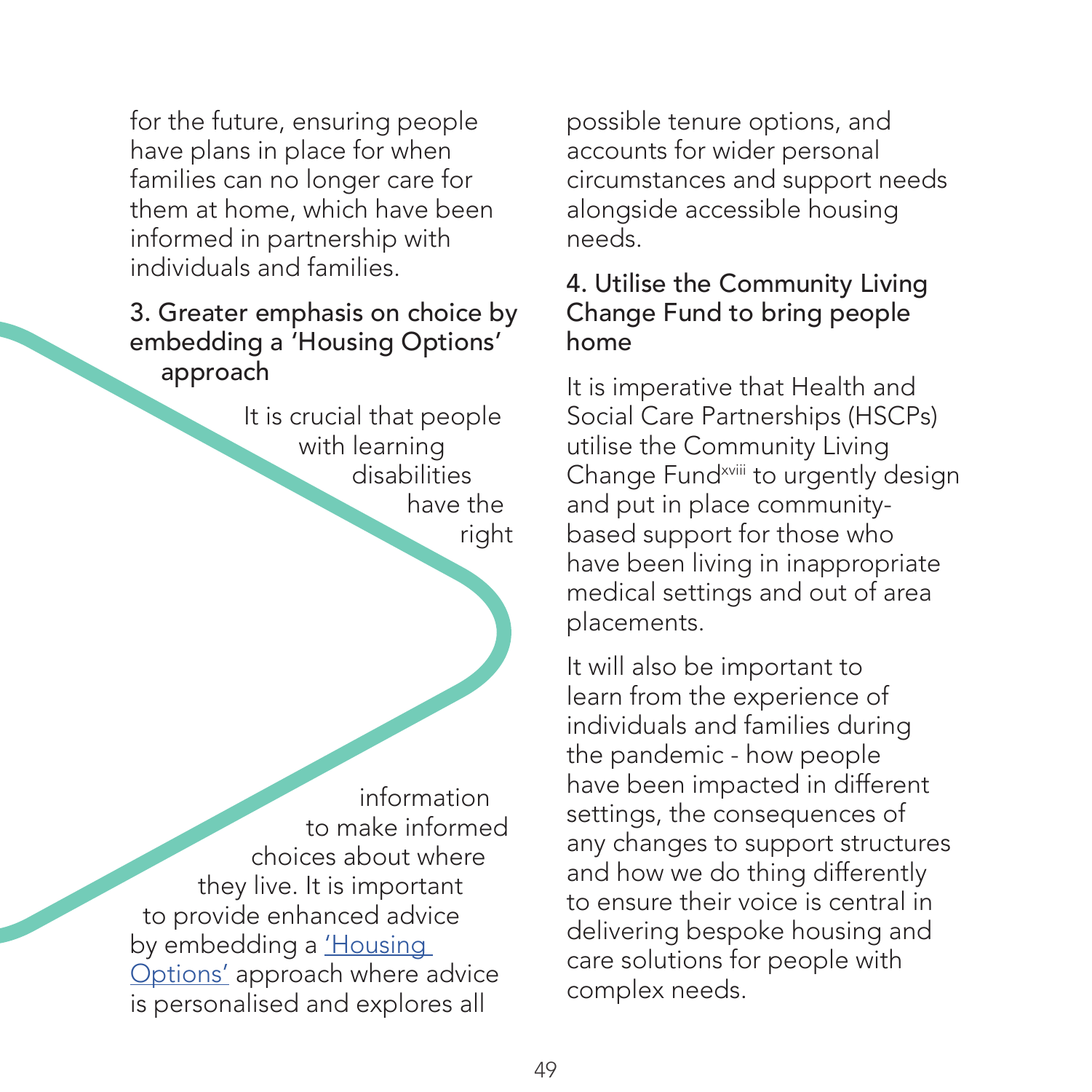for the future, ensuring people have plans in place for when families can no longer care for them at home, which have been informed in partnership with individuals and families.

### 3. Greater emphasis on choice by embedding a 'Housing Options' approach

It is crucial that people with learning disabilities have the right information to make informed choices about where they live. It is important to provide enhanced advice by embedding a ['Housing Options'] approach where advice is personalised and explores all possible tenure options, and accounts for wider personal circumstances and support needs alongside accessible housing needs.

### 4. Utilise the Community Living Change Fund to bring people home

It is imperative that Health and Social Care Partnerships (HSCPs) utilise the Community Living Change Fund[xviii] to urgently design and put in place community-based support for those who have been living in inappropriate medical settings and out of area placements.

It will also be important to learn from the experience of individuals and families during the pandemic - how people have been impacted in different settings, the consequences of any changes to support structures and how we do thing differently to ensure their voice is central in delivering bespoke housing and care solutions for people with complex needs.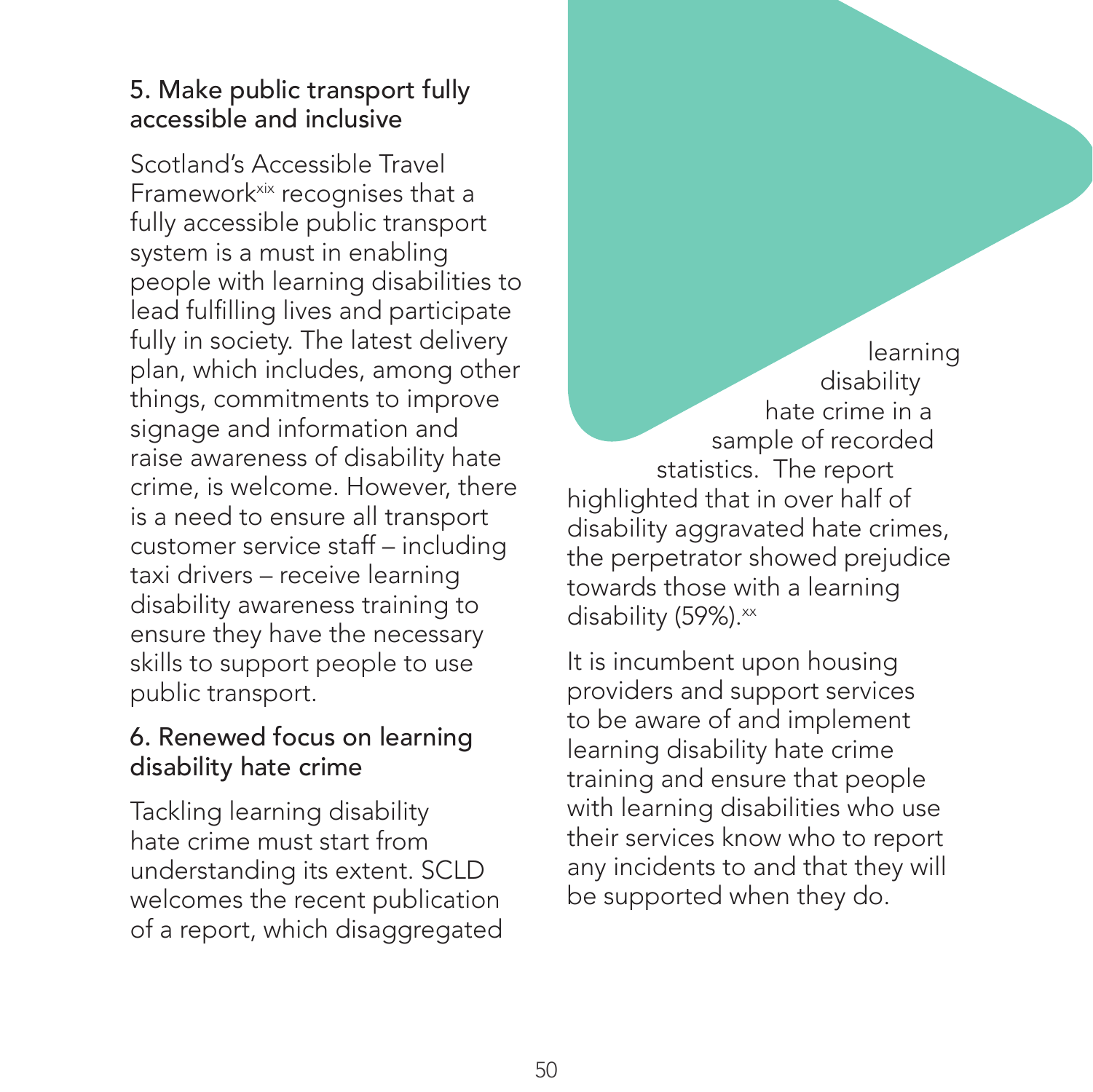### 5. Make public transport fully accessible and inclusive

Scotland's Accessible Travel Framework[xix] recognises that a fully accessible public transport system is a must in enabling people with learning disabilities to lead fulfilling lives and participate fully in society. The latest delivery plan, which includes, among other things, commitments to improve signage and information and raise awareness of disability hate crime, is welcome. However, there is a need to ensure all transport customer service staff – including taxi drivers – receive learning disability awareness training to ensure they have the necessary skills to support people to use public transport.

### 6. Renewed focus on learning disability hate crime

Tackling learning disability hate crime must start from understanding its extent. SCLD welcomes the recent publication of a report, which disaggregated learning disability hate crime in a sample of recorded statistics. The report highlighted that in over half of disability aggravated hate crimes, the perpetrator showed prejudice towards those with a learning disability (59%).[xx]

It is incumbent upon housing providers and support services to be aware of and implement learning disability hate crime training and ensure that people with learning disabilities who use their services know who to report any incidents to and that they will be supported when they do.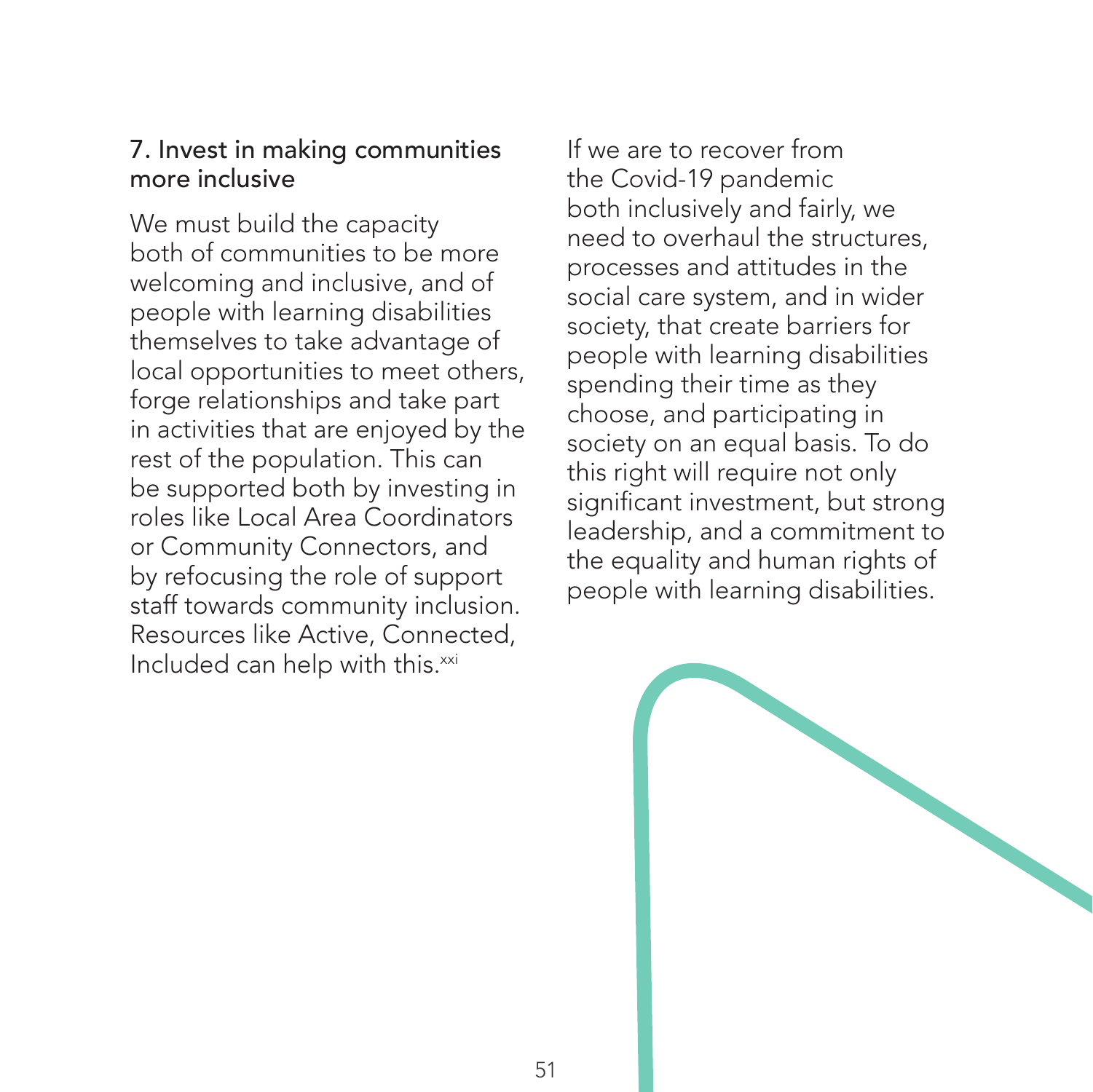### 7. Invest in making communities more inclusive

We must build the capacity both of communities to be more welcoming and inclusive, and of people with learning disabilities themselves to take advantage of local opportunities to meet others, forge relationships and take part in activities that are enjoyed by the rest of the population. This can be supported both by investing in roles like Local Area Coordinators or Community Connectors, and by refocusing the role of support staff towards community inclusion. Resources like Active, Connected, Included can help with this.[xxi]

If we are to recover from the Covid-19 pandemic both inclusively and fairly, we need to overhaul the structures, processes and attitudes in the social care system, and in wider society, that create barriers for people with learning disabilities spending their time as they choose, and participating in society on an equal basis. To do this right will require not only significant investment, but strong leadership, and a commitment to the equality and human rights of people with learning disabilities.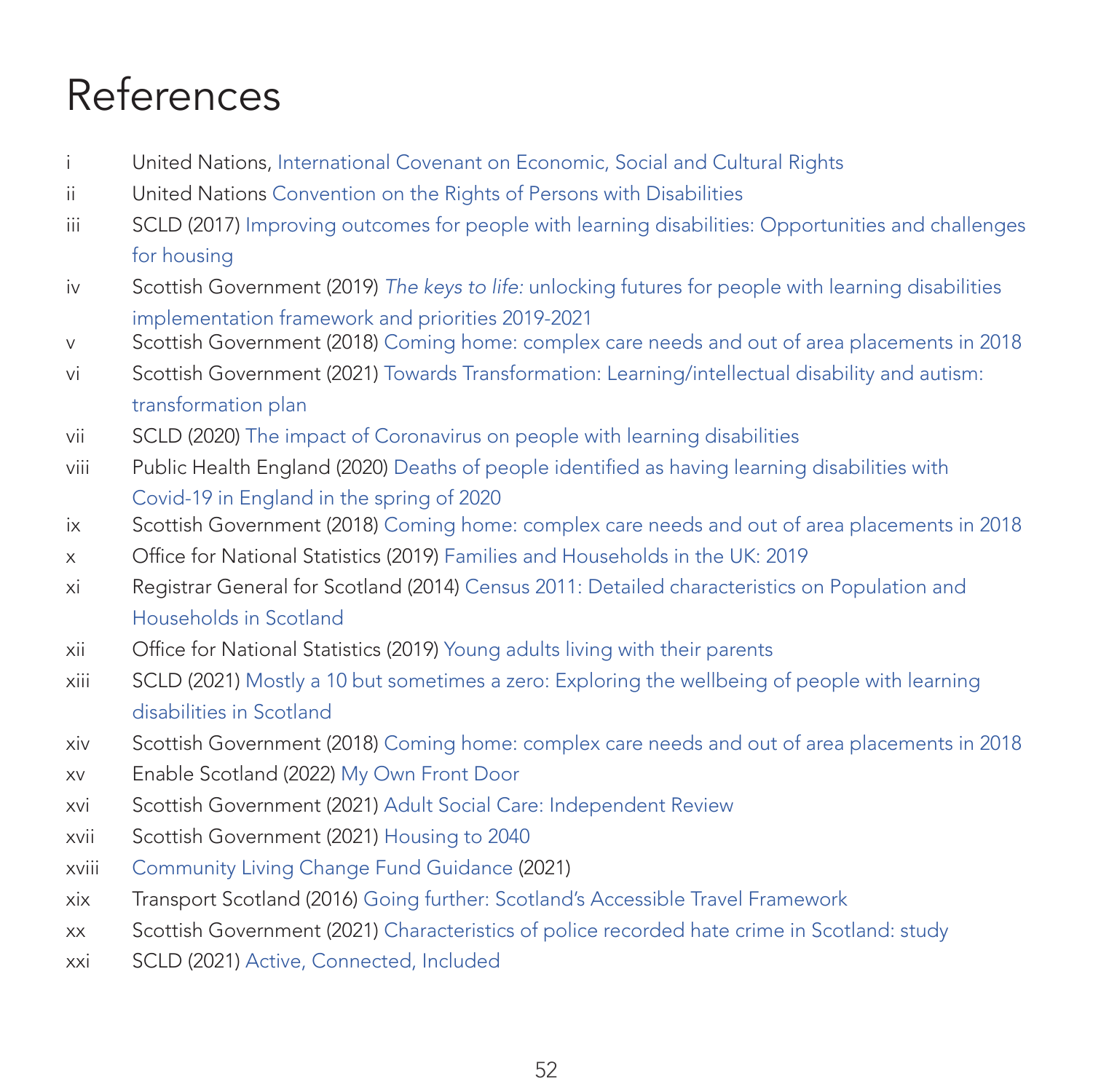# References

i United Nations, International Covenant on Economic, Social and Cultural Rights

ii United Nations Convention on the Rights of Persons with Disabilities

iii SCLD (2017) Improving outcomes for people with learning disabilities: Opportunities and challenges for housing

iv Scottish Government (2019) *The keys to life:* unlocking futures for people with learning disabilities implementation framework and priorities 2019-2021

v Scottish Government (2018) Coming home: complex care needs and out of area placements in 2018

vi Scottish Government (2021) Towards Transformation: Learning/intellectual disability and autism: transformation plan

vii SCLD (2020) The impact of Coronavirus on people with learning disabilities

viii Public Health England (2020) Deaths of people identified as having learning disabilities with Covid-19 in England in the spring of 2020

ix Scottish Government (2018) Coming home: complex care needs and out of area placements in 2018

x Office for National Statistics (2019) Families and Households in the UK: 2019

xi Registrar General for Scotland (2014) Census 2011: Detailed characteristics on Population and Households in Scotland

xii Office for National Statistics (2019) Young adults living with their parents

xiii SCLD (2021) Mostly a 10 but sometimes a zero: Exploring the wellbeing of people with learning disabilities in Scotland

xiv Scottish Government (2018) Coming home: complex care needs and out of area placements in 2018

xv Enable Scotland (2022) My Own Front Door

xvi Scottish Government (2021) Adult Social Care: Independent Review

xvii Scottish Government (2021) Housing to 2040

xviii Community Living Change Fund Guidance (2021)

xix Transport Scotland (2016) Going further: Scotland's Accessible Travel Framework

xx Scottish Government (2021) Characteristics of police recorded hate crime in Scotland: study

xxi SCLD (2021) Active, Connected, Included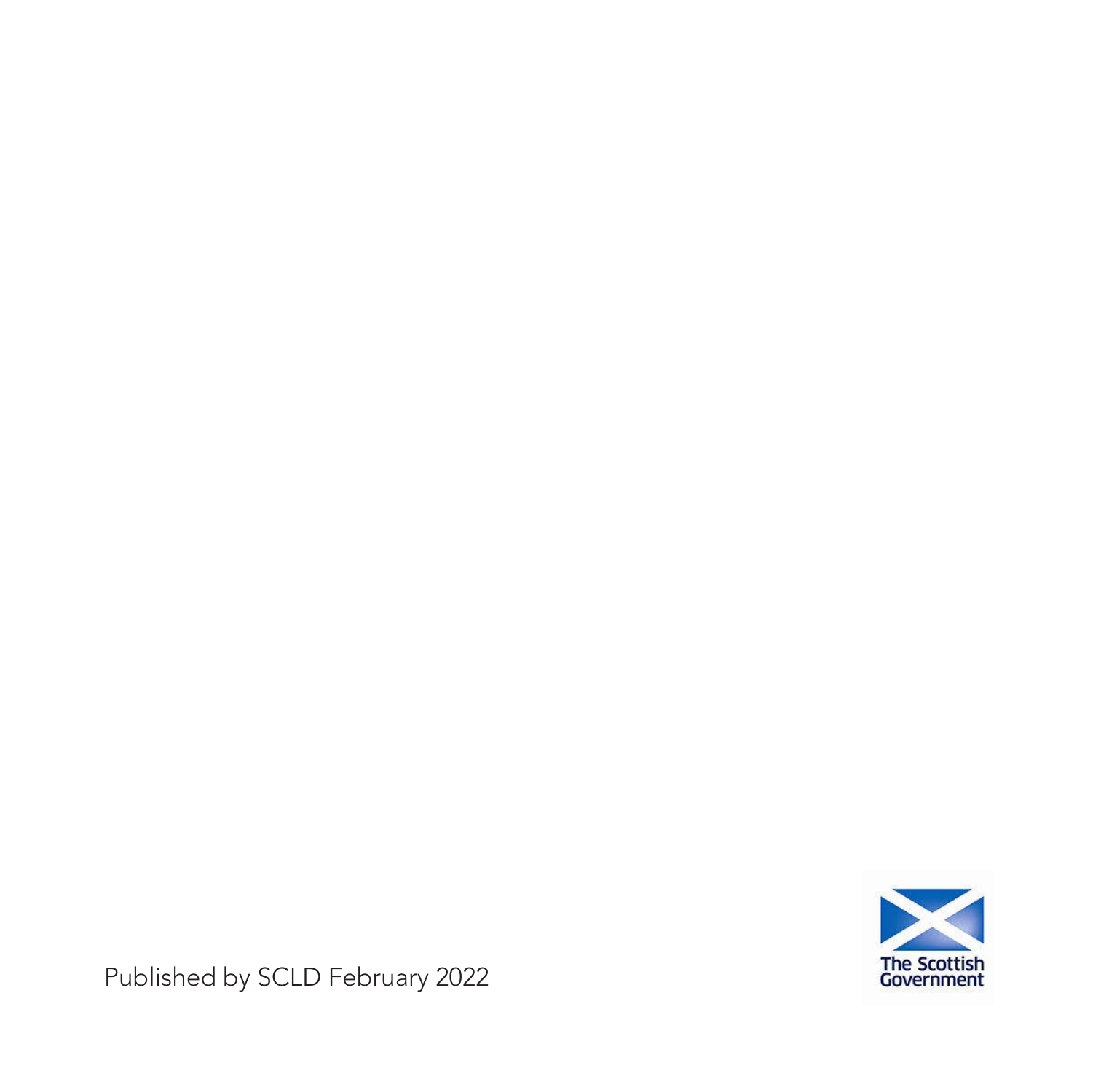Published by SCLD February 2022

The Scottish Government